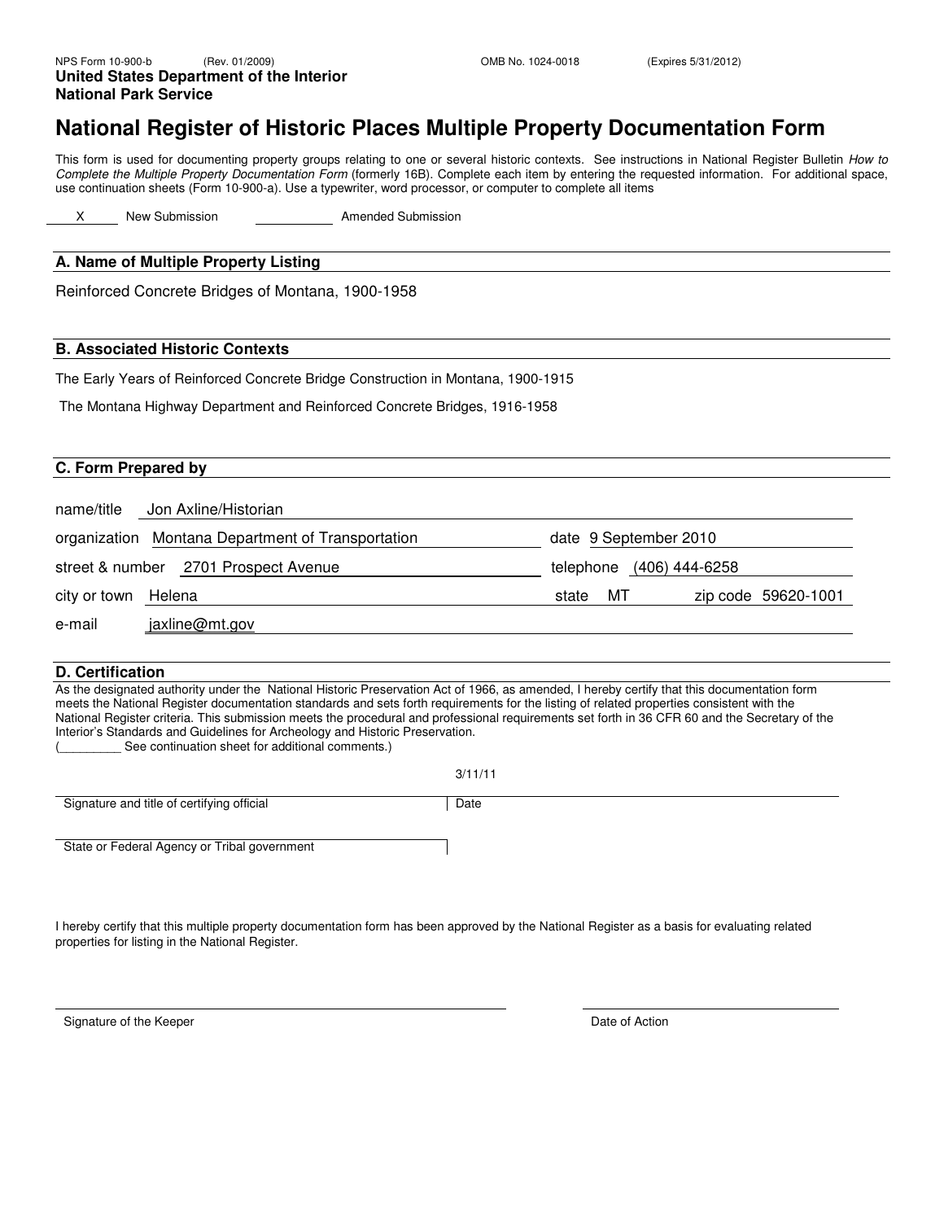NPS Form 10-900-b (Rev. 01/2009) OMB No. 1024-0018 (Expires 5/31/2012)

**United States Department of the Interior**
**National Park Service**

# National Register of Historic Places Multiple Property Documentation Form

This form is used for documenting property groups relating to one or several historic contexts. See instructions in National Register Bulletin *How to Complete the Multiple Property Documentation Form* (formerly 16B). Complete each item by entering the requested information. For additional space, use continuation sheets (Form 10-900-a). Use a typewriter, word processor, or computer to complete all items

X New Submission ____ Amended Submission

## A. Name of Multiple Property Listing

Reinforced Concrete Bridges of Montana, 1900-1958

## B. Associated Historic Contexts

The Early Years of Reinforced Concrete Bridge Construction in Montana, 1900-1915

The Montana Highway Department and Reinforced Concrete Bridges, 1916-1958

## C. Form Prepared by

name/title Jon Axline/Historian

organization Montana Department of Transportation date 9 September 2010

street & number 2701 Prospect Avenue telephone (406) 444-6258

city or town Helena state MT zip code 59620-1001

e-mail jaxline@mt.gov

## D. Certification

As the designated authority under the National Historic Preservation Act of 1966, as amended, I hereby certify that this documentation form meets the National Register documentation standards and sets forth requirements for the listing of related properties consistent with the National Register criteria. This submission meets the procedural and professional requirements set forth in 36 CFR 60 and the Secretary of the Interior's Standards and Guidelines for Archeology and Historic Preservation.
(_________ See continuation sheet for additional comments.)

3/11/11

Signature and title of certifying official Date

State or Federal Agency or Tribal government

I hereby certify that this multiple property documentation form has been approved by the National Register as a basis for evaluating related properties for listing in the National Register.

Signature of the Keeper Date of Action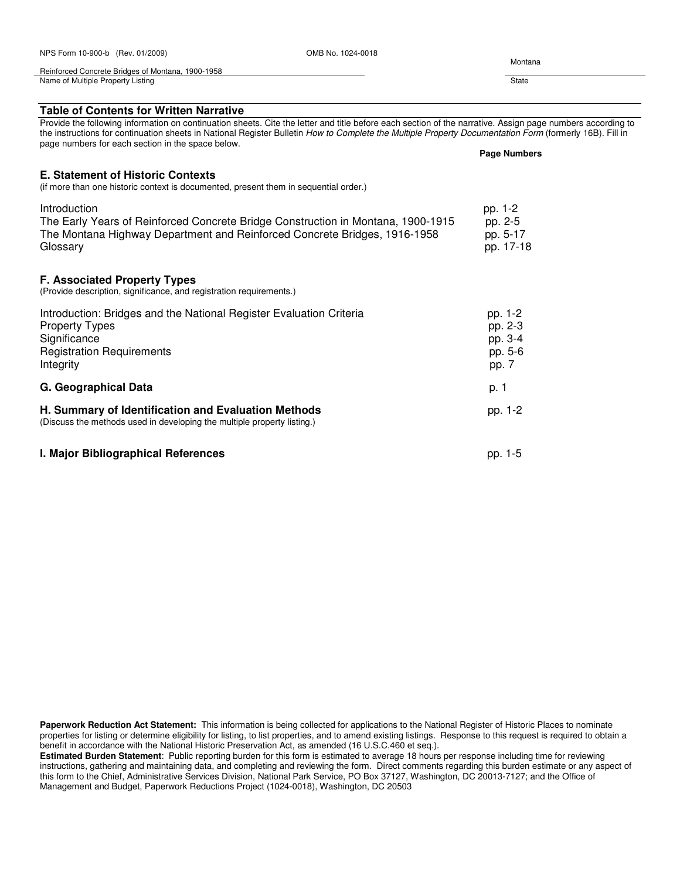NPS Form 10-900-b (Rev. 01/2009) OMB No. 1024-0018

Reinforced Concrete Bridges of Montana, 1900-1958
Name of Multiple Property Listing

Montana
State

## Table of Contents for Written Narrative

Provide the following information on continuation sheets. Cite the letter and title before each section of the narrative. Assign page numbers according to the instructions for continuation sheets in National Register Bulletin *How to Complete the Multiple Property Documentation Form* (formerly 16B). Fill in page numbers for each section in the space below.

| | Page Numbers |
|---|---|
| **E. Statement of Historic Contexts** (if more than one historic context is documented, present them in sequential order.) | |
| Introduction | pp. 1-2 |
| The Early Years of Reinforced Concrete Bridge Construction in Montana, 1900-1915 | pp. 2-5 |
| The Montana Highway Department and Reinforced Concrete Bridges, 1916-1958 | pp. 5-17 |
| Glossary | pp. 17-18 |
| **F. Associated Property Types** (Provide description, significance, and registration requirements.) | |
| Introduction: Bridges and the National Register Evaluation Criteria | pp. 1-2 |
| Property Types | pp. 2-3 |
| Significance | pp. 3-4 |
| Registration Requirements | pp. 5-6 |
| Integrity | pp. 7 |
| **G. Geographical Data** | p. 1 |
| **H. Summary of Identification and Evaluation Methods** (Discuss the methods used in developing the multiple property listing.) | pp. 1-2 |
| **I. Major Bibliographical References** | pp. 1-5 |

**Paperwork Reduction Act Statement:** This information is being collected for applications to the National Register of Historic Places to nominate properties for listing or determine eligibility for listing, to list properties, and to amend existing listings. Response to this request is required to obtain a benefit in accordance with the National Historic Preservation Act, as amended (16 U.S.C.460 et seq.).

**Estimated Burden Statement**: Public reporting burden for this form is estimated to average 18 hours per response including time for reviewing instructions, gathering and maintaining data, and completing and reviewing the form. Direct comments regarding this burden estimate or any aspect of this form to the Chief, Administrative Services Division, National Park Service, PO Box 37127, Washington, DC 20013-7127; and the Office of Management and Budget, Paperwork Reductions Project (1024-0018), Washington, DC 20503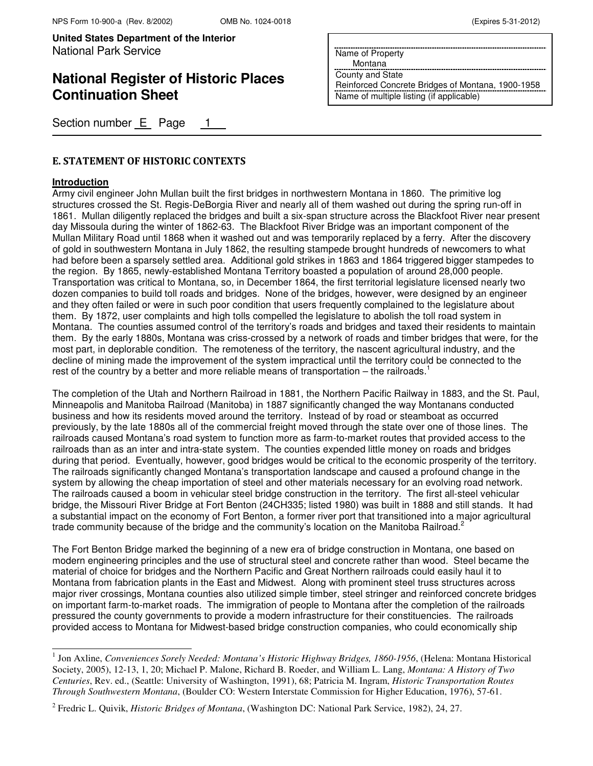## E. STATEMENT OF HISTORIC CONTEXTS

**Introduction**

Army civil engineer John Mullan built the first bridges in northwestern Montana in 1860. The primitive log structures crossed the St. Regis-DeBorgia River and nearly all of them washed out during the spring run-off in 1861. Mullan diligently replaced the bridges and built a six-span structure across the Blackfoot River near present day Missoula during the winter of 1862-63. The Blackfoot River Bridge was an important component of the Mullan Military Road until 1868 when it washed out and was temporarily replaced by a ferry. After the discovery of gold in southwestern Montana in July 1862, the resulting stampede brought hundreds of newcomers to what had before been a sparsely settled area. Additional gold strikes in 1863 and 1864 triggered bigger stampedes to the region. By 1865, newly-established Montana Territory boasted a population of around 28,000 people. Transportation was critical to Montana, so, in December 1864, the first territorial legislature licensed nearly two dozen companies to build toll roads and bridges. None of the bridges, however, were designed by an engineer and they often failed or were in such poor condition that users frequently complained to the legislature about them. By 1872, user complaints and high tolls compelled the legislature to abolish the toll road system in Montana. The counties assumed control of the territory's roads and bridges and taxed their residents to maintain them. By the early 1880s, Montana was criss-crossed by a network of roads and timber bridges that were, for the most part, in deplorable condition. The remoteness of the territory, the nascent agricultural industry, and the decline of mining made the improvement of the system impractical until the territory could be connected to the rest of the country by a better and more reliable means of transportation – the railroads.[1]

The completion of the Utah and Northern Railroad in 1881, the Northern Pacific Railway in 1883, and the St. Paul, Minneapolis and Manitoba Railroad (Manitoba) in 1887 significantly changed the way Montanans conducted business and how its residents moved around the territory. Instead of by road or steamboat as occurred previously, by the late 1880s all of the commercial freight moved through the state over one of those lines. The railroads caused Montana's road system to function more as farm-to-market routes that provided access to the railroads than as an inter and intra-state system. The counties expended little money on roads and bridges during that period. Eventually, however, good bridges would be critical to the economic prosperity of the territory. The railroads significantly changed Montana's transportation landscape and caused a profound change in the system by allowing the cheap importation of steel and other materials necessary for an evolving road network. The railroads caused a boom in vehicular steel bridge construction in the territory. The first all-steel vehicular bridge, the Missouri River Bridge at Fort Benton (24CH335; listed 1980) was built in 1888 and still stands. It had a substantial impact on the economy of Fort Benton, a former river port that transitioned into a major agricultural trade community because of the bridge and the community's location on the Manitoba Railroad.[2]

The Fort Benton Bridge marked the beginning of a new era of bridge construction in Montana, one based on modern engineering principles and the use of structural steel and concrete rather than wood. Steel became the material of choice for bridges and the Northern Pacific and Great Northern railroads could easily haul it to Montana from fabrication plants in the East and Midwest. Along with prominent steel truss structures across major river crossings, Montana counties also utilized simple timber, steel stringer and reinforced concrete bridges on important farm-to-market roads. The immigration of people to Montana after the completion of the railroads pressured the county governments to provide a modern infrastructure for their constituencies. The railroads provided access to Montana for Midwest-based bridge construction companies, who could economically ship

---

[1] Jon Axline, *Conveniences Sorely Needed: Montana's Historic Highway Bridges, 1860-1956*, (Helena: Montana Historical Society, 2005), 12-13, 1, 20; Michael P. Malone, Richard B. Roeder, and William L. Lang, *Montana: A History of Two Centuries*, Rev. ed., (Seattle: University of Washington, 1991), 68; Patricia M. Ingram, *Historic Transportation Routes Through Southwestern Montana*, (Boulder CO: Western Interstate Commission for Higher Education, 1976), 57-61.

[2] Fredric L. Quivik, *Historic Bridges of Montana*, (Washington DC: National Park Service, 1982), 24, 27.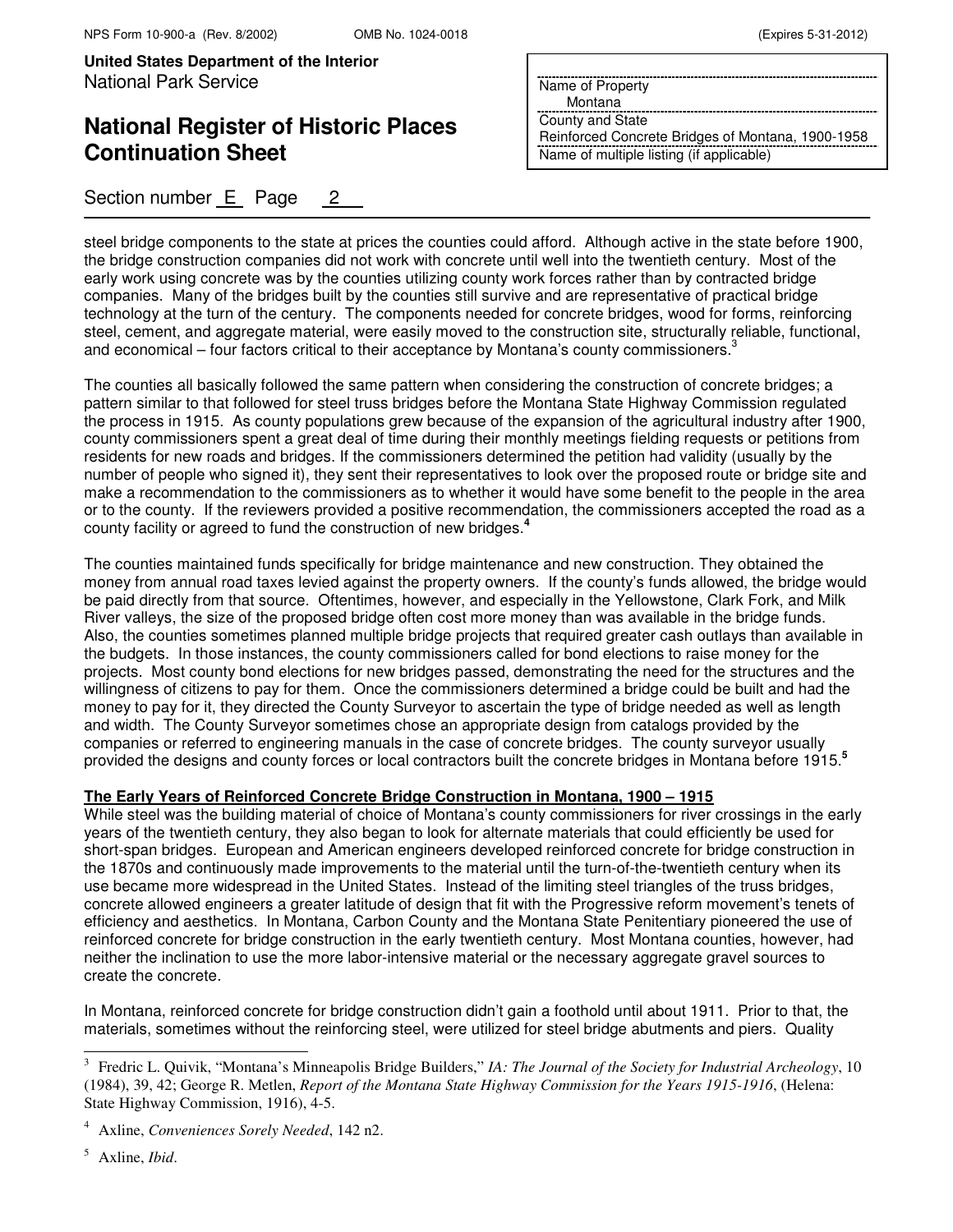steel bridge components to the state at prices the counties could afford. Although active in the state before 1900, the bridge construction companies did not work with concrete until well into the twentieth century. Most of the early work using concrete was by the counties utilizing county work forces rather than by contracted bridge companies. Many of the bridges built by the counties still survive and are representative of practical bridge technology at the turn of the century. The components needed for concrete bridges, wood for forms, reinforcing steel, cement, and aggregate material, were easily moved to the construction site, structurally reliable, functional, and economical – four factors critical to their acceptance by Montana's county commissioners.[3]

The counties all basically followed the same pattern when considering the construction of concrete bridges; a pattern similar to that followed for steel truss bridges before the Montana State Highway Commission regulated the process in 1915. As county populations grew because of the expansion of the agricultural industry after 1900, county commissioners spent a great deal of time during their monthly meetings fielding requests or petitions from residents for new roads and bridges. If the commissioners determined the petition had validity (usually by the number of people who signed it), they sent their representatives to look over the proposed route or bridge site and make a recommendation to the commissioners as to whether it would have some benefit to the people in the area or to the county. If the reviewers provided a positive recommendation, the commissioners accepted the road as a county facility or agreed to fund the construction of new bridges.[4]

The counties maintained funds specifically for bridge maintenance and new construction. They obtained the money from annual road taxes levied against the property owners. If the county's funds allowed, the bridge would be paid directly from that source. Oftentimes, however, and especially in the Yellowstone, Clark Fork, and Milk River valleys, the size of the proposed bridge often cost more money than was available in the bridge funds. Also, the counties sometimes planned multiple bridge projects that required greater cash outlays than available in the budgets. In those instances, the county commissioners called for bond elections to raise money for the projects. Most county bond elections for new bridges passed, demonstrating the need for the structures and the willingness of citizens to pay for them. Once the commissioners determined a bridge could be built and had the money to pay for it, they directed the County Surveyor to ascertain the type of bridge needed as well as length and width. The County Surveyor sometimes chose an appropriate design from catalogs provided by the companies or referred to engineering manuals in the case of concrete bridges. The county surveyor usually provided the designs and county forces or local contractors built the concrete bridges in Montana before 1915.[5]

**The Early Years of Reinforced Concrete Bridge Construction in Montana, 1900 – 1915**

While steel was the building material of choice of Montana's county commissioners for river crossings in the early years of the twentieth century, they also began to look for alternate materials that could efficiently be used for short-span bridges. European and American engineers developed reinforced concrete for bridge construction in the 1870s and continuously made improvements to the material until the turn-of-the-twentieth century when its use became more widespread in the United States. Instead of the limiting steel triangles of the truss bridges, concrete allowed engineers a greater latitude of design that fit with the Progressive reform movement's tenets of efficiency and aesthetics. In Montana, Carbon County and the Montana State Penitentiary pioneered the use of reinforced concrete for bridge construction in the early twentieth century. Most Montana counties, however, had neither the inclination to use the more labor-intensive material or the necessary aggregate gravel sources to create the concrete.

In Montana, reinforced concrete for bridge construction didn't gain a foothold until about 1911. Prior to that, the materials, sometimes without the reinforcing steel, were utilized for steel bridge abutments and piers. Quality

---

[3] Fredric L. Quivik, "Montana's Minneapolis Bridge Builders," *IA: The Journal of the Society for Industrial Archeology*, 10 (1984), 39, 42; George R. Metlen, *Report of the Montana State Highway Commission for the Years 1915-1916*, (Helena: State Highway Commission, 1916), 4-5.

[4] Axline, *Conveniences Sorely Needed*, 142 n2.

[5] Axline, *Ibid*.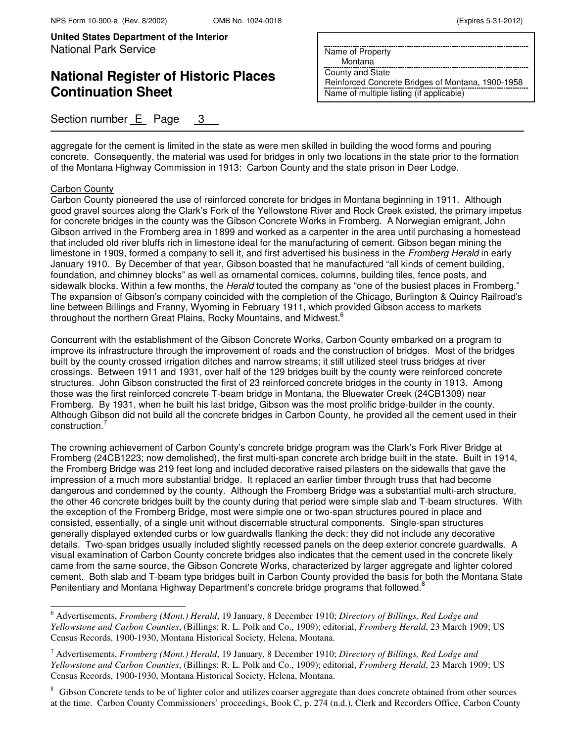aggregate for the cement is limited in the state as were men skilled in building the wood forms and pouring concrete. Consequently, the material was used for bridges in only two locations in the state prior to the formation of the Montana Highway Commission in 1913: Carbon County and the state prison in Deer Lodge.

Carbon County

Carbon County pioneered the use of reinforced concrete for bridges in Montana beginning in 1911. Although good gravel sources along the Clark's Fork of the Yellowstone River and Rock Creek existed, the primary impetus for concrete bridges in the county was the Gibson Concrete Works in Fromberg. A Norwegian emigrant, John Gibson arrived in the Fromberg area in 1899 and worked as a carpenter in the area until purchasing a homestead that included old river bluffs rich in limestone ideal for the manufacturing of cement. Gibson began mining the limestone in 1909, formed a company to sell it, and first advertised his business in the *Fromberg Herald* in early January 1910. By December of that year, Gibson boasted that he manufactured "all kinds of cement building, foundation, and chimney blocks" as well as ornamental cornices, columns, building tiles, fence posts, and sidewalk blocks. Within a few months, the *Herald* touted the company as "one of the busiest places in Fromberg." The expansion of Gibson's company coincided with the completion of the Chicago, Burlington & Quincy Railroad's line between Billings and Franny, Wyoming in February 1911, which provided Gibson access to markets throughout the northern Great Plains, Rocky Mountains, and Midwest.[6]

Concurrent with the establishment of the Gibson Concrete Works, Carbon County embarked on a program to improve its infrastructure through the improvement of roads and the construction of bridges. Most of the bridges built by the county crossed irrigation ditches and narrow streams; it still utilized steel truss bridges at river crossings. Between 1911 and 1931, over half of the 129 bridges built by the county were reinforced concrete structures. John Gibson constructed the first of 23 reinforced concrete bridges in the county in 1913. Among those was the first reinforced concrete T-beam bridge in Montana, the Bluewater Creek (24CB1309) near Fromberg. By 1931, when he built his last bridge, Gibson was the most prolific bridge-builder in the county. Although Gibson did not build all the concrete bridges in Carbon County, he provided all the cement used in their construction.[7]

The crowning achievement of Carbon County's concrete bridge program was the Clark's Fork River Bridge at Fromberg (24CB1223; now demolished), the first multi-span concrete arch bridge built in the state. Built in 1914, the Fromberg Bridge was 219 feet long and included decorative raised pilasters on the sidewalls that gave the impression of a much more substantial bridge. It replaced an earlier timber through truss that had become dangerous and condemned by the county. Although the Fromberg Bridge was a substantial multi-arch structure, the other 46 concrete bridges built by the county during that period were simple slab and T-beam structures. With the exception of the Fromberg Bridge, most were simple one or two-span structures poured in place and consisted, essentially, of a single unit without discernable structural components. Single-span structures generally displayed extended curbs or low guardwalls flanking the deck; they did not include any decorative details. Two-span bridges usually included slightly recessed panels on the deep exterior concrete guardwalls. A visual examination of Carbon County concrete bridges also indicates that the cement used in the concrete likely came from the same source, the Gibson Concrete Works, characterized by larger aggregate and lighter colored cement. Both slab and T-beam type bridges built in Carbon County provided the basis for both the Montana State Penitentiary and Montana Highway Department's concrete bridge programs that followed.[8]

---

[6] Advertisements, *Fromberg (Mont.) Herald*, 19 January, 8 December 1910; *Directory of Billings, Red Lodge and Yellowstone and Carbon Counties*, (Billings: R. L. Polk and Co., 1909); editorial, *Fromberg Herald*, 23 March 1909; US Census Records, 1900-1930, Montana Historical Society, Helena, Montana.

[7] Advertisements, *Fromberg (Mont.) Herald*, 19 January, 8 December 1910; *Directory of Billings, Red Lodge and Yellowstone and Carbon Counties*, (Billings: R. L. Polk and Co., 1909); editorial, *Fromberg Herald*, 23 March 1909; US Census Records, 1900-1930, Montana Historical Society, Helena, Montana.

[8] Gibson Concrete tends to be of lighter color and utilizes coarser aggregate than does concrete obtained from other sources at the time. Carbon County Commissioners' proceedings, Book C, p. 274 (n.d.), Clerk and Recorders Office, Carbon County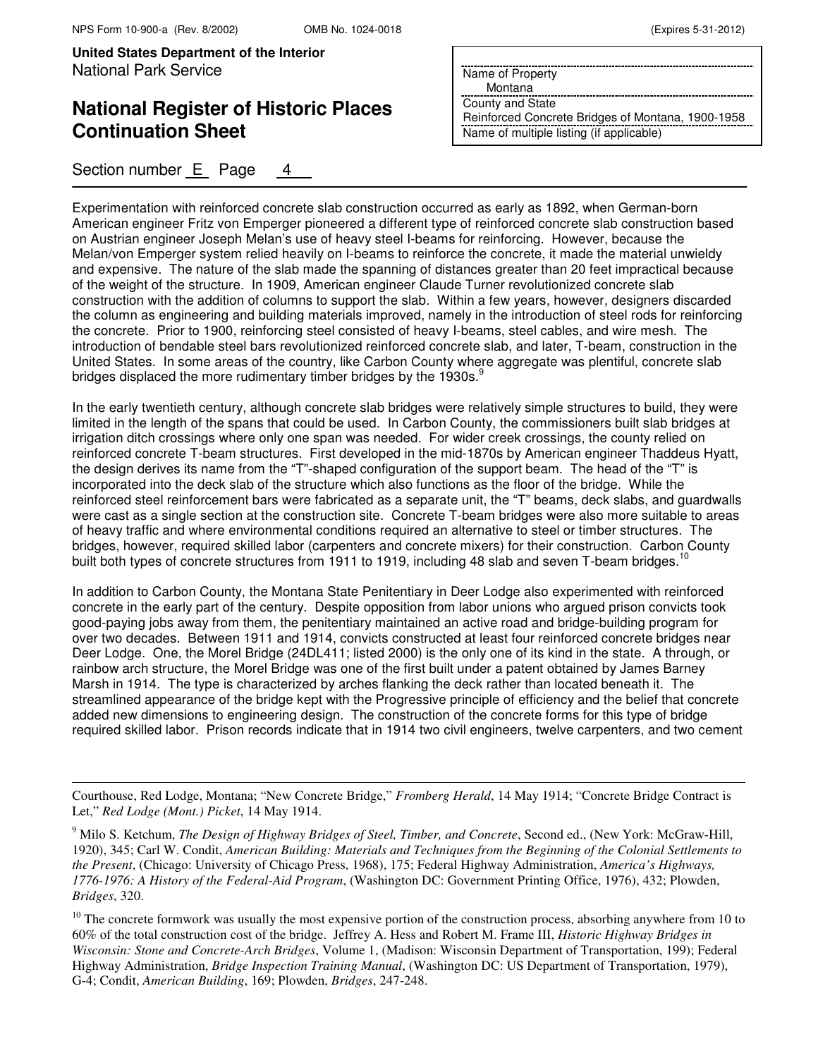Experimentation with reinforced concrete slab construction occurred as early as 1892, when German-born American engineer Fritz von Emperger pioneered a different type of reinforced concrete slab construction based on Austrian engineer Joseph Melan's use of heavy steel I-beams for reinforcing. However, because the Melan/von Emperger system relied heavily on I-beams to reinforce the concrete, it made the material unwieldy and expensive. The nature of the slab made the spanning of distances greater than 20 feet impractical because of the weight of the structure. In 1909, American engineer Claude Turner revolutionized concrete slab construction with the addition of columns to support the slab. Within a few years, however, designers discarded the column as engineering and building materials improved, namely in the introduction of steel rods for reinforcing the concrete. Prior to 1900, reinforcing steel consisted of heavy I-beams, steel cables, and wire mesh. The introduction of bendable steel bars revolutionized reinforced concrete slab, and later, T-beam, construction in the United States. In some areas of the country, like Carbon County where aggregate was plentiful, concrete slab bridges displaced the more rudimentary timber bridges by the 1930s.[9]

In the early twentieth century, although concrete slab bridges were relatively simple structures to build, they were limited in the length of the spans that could be used. In Carbon County, the commissioners built slab bridges at irrigation ditch crossings where only one span was needed. For wider creek crossings, the county relied on reinforced concrete T-beam structures. First developed in the mid-1870s by American engineer Thaddeus Hyatt, the design derives its name from the "T"-shaped configuration of the support beam. The head of the "T" is incorporated into the deck slab of the structure which also functions as the floor of the bridge. While the reinforced steel reinforcement bars were fabricated as a separate unit, the "T" beams, deck slabs, and guardwalls were cast as a single section at the construction site. Concrete T-beam bridges were also more suitable to areas of heavy traffic and where environmental conditions required an alternative to steel or timber structures. The bridges, however, required skilled labor (carpenters and concrete mixers) for their construction. Carbon County built both types of concrete structures from 1911 to 1919, including 48 slab and seven T-beam bridges.[10]

In addition to Carbon County, the Montana State Penitentiary in Deer Lodge also experimented with reinforced concrete in the early part of the century. Despite opposition from labor unions who argued prison convicts took good-paying jobs away from them, the penitentiary maintained an active road and bridge-building program for over two decades. Between 1911 and 1914, convicts constructed at least four reinforced concrete bridges near Deer Lodge. One, the Morel Bridge (24DL411; listed 2000) is the only one of its kind in the state. A through, or rainbow arch structure, the Morel Bridge was one of the first built under a patent obtained by James Barney Marsh in 1914. The type is characterized by arches flanking the deck rather than located beneath it. The streamlined appearance of the bridge kept with the Progressive principle of efficiency and the belief that concrete added new dimensions to engineering design. The construction of the concrete forms for this type of bridge required skilled labor. Prison records indicate that in 1914 two civil engineers, twelve carpenters, and two cement

---

Courthouse, Red Lodge, Montana; "New Concrete Bridge," *Fromberg Herald*, 14 May 1914; "Concrete Bridge Contract is Let," *Red Lodge (Mont.) Picket*, 14 May 1914.

[9] Milo S. Ketchum, *The Design of Highway Bridges of Steel, Timber, and Concrete*, Second ed., (New York: McGraw-Hill, 1920), 345; Carl W. Condit, *American Building: Materials and Techniques from the Beginning of the Colonial Settlements to the Present*, (Chicago: University of Chicago Press, 1968), 175; Federal Highway Administration, *America's Highways, 1776-1976: A History of the Federal-Aid Program*, (Washington DC: Government Printing Office, 1976), 432; Plowden, *Bridges*, 320.

[10] The concrete formwork was usually the most expensive portion of the construction process, absorbing anywhere from 10 to 60% of the total construction cost of the bridge. Jeffrey A. Hess and Robert M. Frame III, *Historic Highway Bridges in Wisconsin: Stone and Concrete-Arch Bridges*, Volume 1, (Madison: Wisconsin Department of Transportation, 199); Federal Highway Administration, *Bridge Inspection Training Manual*, (Washington DC: US Department of Transportation, 1979), G-4; Condit, *American Building*, 169; Plowden, *Bridges*, 247-248.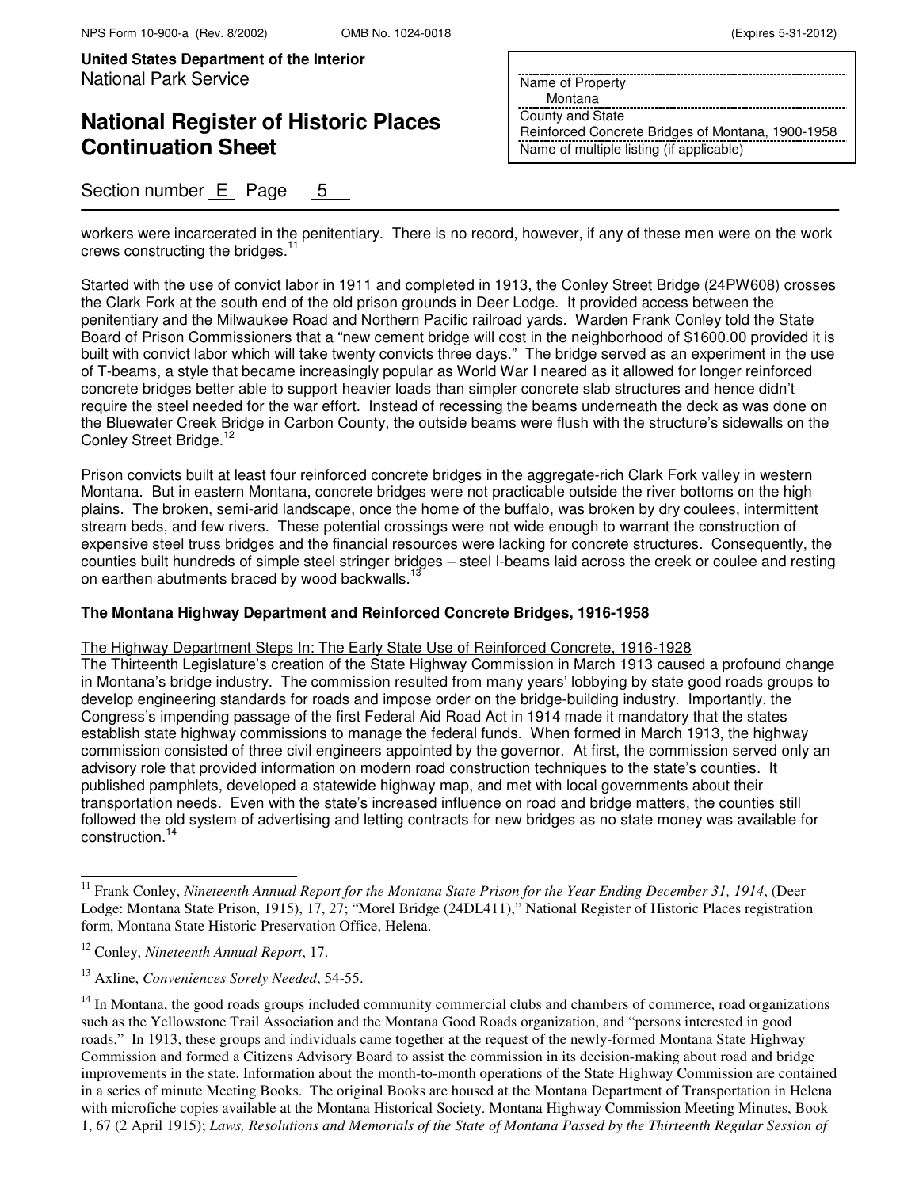workers were incarcerated in the penitentiary. There is no record, however, if any of these men were on the work crews constructing the bridges.[11]

Started with the use of convict labor in 1911 and completed in 1913, the Conley Street Bridge (24PW608) crosses the Clark Fork at the south end of the old prison grounds in Deer Lodge. It provided access between the penitentiary and the Milwaukee Road and Northern Pacific railroad yards. Warden Frank Conley told the State Board of Prison Commissioners that a "new cement bridge will cost in the neighborhood of $1600.00 provided it is built with convict labor which will take twenty convicts three days." The bridge served as an experiment in the use of T-beams, a style that became increasingly popular as World War I neared as it allowed for longer reinforced concrete bridges better able to support heavier loads than simpler concrete slab structures and hence didn't require the steel needed for the war effort. Instead of recessing the beams underneath the deck as was done on the Bluewater Creek Bridge in Carbon County, the outside beams were flush with the structure's sidewalls on the Conley Street Bridge.[12]

Prison convicts built at least four reinforced concrete bridges in the aggregate-rich Clark Fork valley in western Montana. But in eastern Montana, concrete bridges were not practicable outside the river bottoms on the high plains. The broken, semi-arid landscape, once the home of the buffalo, was broken by dry coulees, intermittent stream beds, and few rivers. These potential crossings were not wide enough to warrant the construction of expensive steel truss bridges and the financial resources were lacking for concrete structures. Consequently, the counties built hundreds of simple steel stringer bridges – steel I-beams laid across the creek or coulee and resting on earthen abutments braced by wood backwalls.[13]

**The Montana Highway Department and Reinforced Concrete Bridges, 1916-1958**

The Highway Department Steps In: The Early State Use of Reinforced Concrete, 1916-1928

The Thirteenth Legislature's creation of the State Highway Commission in March 1913 caused a profound change in Montana's bridge industry. The commission resulted from many years' lobbying by state good roads groups to develop engineering standards for roads and impose order on the bridge-building industry. Importantly, the Congress's impending passage of the first Federal Aid Road Act in 1914 made it mandatory that the states establish state highway commissions to manage the federal funds. When formed in March 1913, the highway commission consisted of three civil engineers appointed by the governor. At first, the commission served only an advisory role that provided information on modern road construction techniques to the state's counties. It published pamphlets, developed a statewide highway map, and met with local governments about their transportation needs. Even with the state's increased influence on road and bridge matters, the counties still followed the old system of advertising and letting contracts for new bridges as no state money was available for construction.[14]

---

[11] Frank Conley, *Nineteenth Annual Report for the Montana State Prison for the Year Ending December 31, 1914*, (Deer Lodge: Montana State Prison, 1915), 17, 27; "Morel Bridge (24DL411)," National Register of Historic Places registration form, Montana State Historic Preservation Office, Helena.

[12] Conley, *Nineteenth Annual Report*, 17.

[13] Axline, *Conveniences Sorely Needed*, 54-55.

[14] In Montana, the good roads groups included community commercial clubs and chambers of commerce, road organizations such as the Yellowstone Trail Association and the Montana Good Roads organization, and "persons interested in good roads." In 1913, these groups and individuals came together at the request of the newly-formed Montana State Highway Commission and formed a Citizens Advisory Board to assist the commission in its decision-making about road and bridge improvements in the state. Information about the month-to-month operations of the State Highway Commission are contained in a series of minute Meeting Books. The original Books are housed at the Montana Department of Transportation in Helena with microfiche copies available at the Montana Historical Society. Montana Highway Commission Meeting Minutes, Book 1, 67 (2 April 1915); *Laws, Resolutions and Memorials of the State of Montana Passed by the Thirteenth Regular Session of*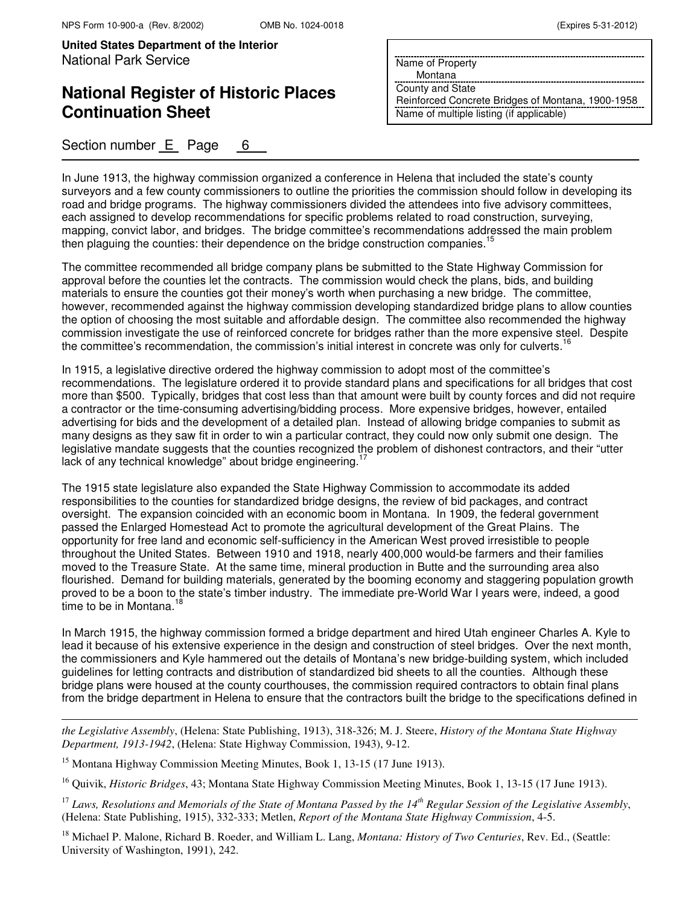In June 1913, the highway commission organized a conference in Helena that included the state's county surveyors and a few county commissioners to outline the priorities the commission should follow in developing its road and bridge programs. The highway commissioners divided the attendees into five advisory committees, each assigned to develop recommendations for specific problems related to road construction, surveying, mapping, convict labor, and bridges. The bridge committee's recommendations addressed the main problem then plaguing the counties: their dependence on the bridge construction companies.[15]

The committee recommended all bridge company plans be submitted to the State Highway Commission for approval before the counties let the contracts. The commission would check the plans, bids, and building materials to ensure the counties got their money's worth when purchasing a new bridge. The committee, however, recommended against the highway commission developing standardized bridge plans to allow counties the option of choosing the most suitable and affordable design. The committee also recommended the highway commission investigate the use of reinforced concrete for bridges rather than the more expensive steel. Despite the committee's recommendation, the commission's initial interest in concrete was only for culverts.[16]

In 1915, a legislative directive ordered the highway commission to adopt most of the committee's recommendations. The legislature ordered it to provide standard plans and specifications for all bridges that cost more than $500. Typically, bridges that cost less than that amount were built by county forces and did not require a contractor or the time-consuming advertising/bidding process. More expensive bridges, however, entailed advertising for bids and the development of a detailed plan. Instead of allowing bridge companies to submit as many designs as they saw fit in order to win a particular contract, they could now only submit one design. The legislative mandate suggests that the counties recognized the problem of dishonest contractors, and their "utter lack of any technical knowledge" about bridge engineering.[17]

The 1915 state legislature also expanded the State Highway Commission to accommodate its added responsibilities to the counties for standardized bridge designs, the review of bid packages, and contract oversight. The expansion coincided with an economic boom in Montana. In 1909, the federal government passed the Enlarged Homestead Act to promote the agricultural development of the Great Plains. The opportunity for free land and economic self-sufficiency in the American West proved irresistible to people throughout the United States. Between 1910 and 1918, nearly 400,000 would-be farmers and their families moved to the Treasure State. At the same time, mineral production in Butte and the surrounding area also flourished. Demand for building materials, generated by the booming economy and staggering population growth proved to be a boon to the state's timber industry. The immediate pre-World War I years were, indeed, a good time to be in Montana.[18]

In March 1915, the highway commission formed a bridge department and hired Utah engineer Charles A. Kyle to lead it because of his extensive experience in the design and construction of steel bridges. Over the next month, the commissioners and Kyle hammered out the details of Montana's new bridge-building system, which included guidelines for letting contracts and distribution of standardized bid sheets to all the counties. Although these bridge plans were housed at the county courthouses, the commission required contractors to obtain final plans from the bridge department in Helena to ensure that the contractors built the bridge to the specifications defined in

---

*the Legislative Assembly*, (Helena: State Publishing, 1913), 318-326; M. J. Steere, *History of the Montana State Highway Department, 1913-1942*, (Helena: State Highway Commission, 1943), 9-12.

[15] Montana Highway Commission Meeting Minutes, Book 1, 13-15 (17 June 1913).

[16] Quivik, *Historic Bridges*, 43; Montana State Highway Commission Meeting Minutes, Book 1, 13-15 (17 June 1913).

[17] *Laws, Resolutions and Memorials of the State of Montana Passed by the 14th Regular Session of the Legislative Assembly*, (Helena: State Publishing, 1915), 332-333; Metlen, *Report of the Montana State Highway Commission*, 4-5.

[18] Michael P. Malone, Richard B. Roeder, and William L. Lang, *Montana: History of Two Centuries*, Rev. Ed., (Seattle: University of Washington, 1991), 242.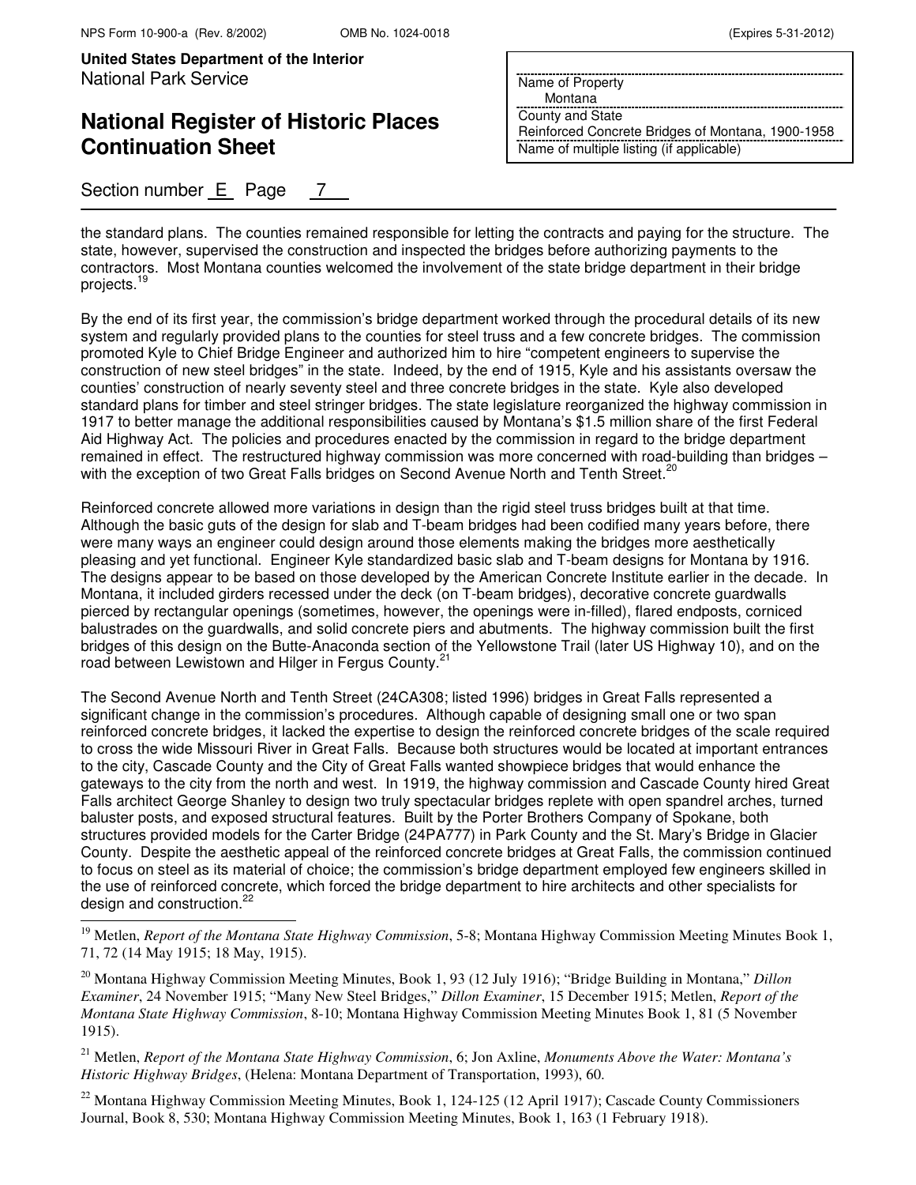the standard plans. The counties remained responsible for letting the contracts and paying for the structure. The state, however, supervised the construction and inspected the bridges before authorizing payments to the contractors. Most Montana counties welcomed the involvement of the state bridge department in their bridge projects.[19]

By the end of its first year, the commission's bridge department worked through the procedural details of its new system and regularly provided plans to the counties for steel truss and a few concrete bridges. The commission promoted Kyle to Chief Bridge Engineer and authorized him to hire "competent engineers to supervise the construction of new steel bridges" in the state. Indeed, by the end of 1915, Kyle and his assistants oversaw the counties' construction of nearly seventy steel and three concrete bridges in the state. Kyle also developed standard plans for timber and steel stringer bridges. The state legislature reorganized the highway commission in 1917 to better manage the additional responsibilities caused by Montana's $1.5 million share of the first Federal Aid Highway Act. The policies and procedures enacted by the commission in regard to the bridge department remained in effect. The restructured highway commission was more concerned with road-building than bridges – with the exception of two Great Falls bridges on Second Avenue North and Tenth Street.[20]

Reinforced concrete allowed more variations in design than the rigid steel truss bridges built at that time. Although the basic guts of the design for slab and T-beam bridges had been codified many years before, there were many ways an engineer could design around those elements making the bridges more aesthetically pleasing and yet functional. Engineer Kyle standardized basic slab and T-beam designs for Montana by 1916. The designs appear to be based on those developed by the American Concrete Institute earlier in the decade. In Montana, it included girders recessed under the deck (on T-beam bridges), decorative concrete guardwalls pierced by rectangular openings (sometimes, however, the openings were in-filled), flared endposts, corniced balustrades on the guardwalls, and solid concrete piers and abutments. The highway commission built the first bridges of this design on the Butte-Anaconda section of the Yellowstone Trail (later US Highway 10), and on the road between Lewistown and Hilger in Fergus County.[21]

The Second Avenue North and Tenth Street (24CA308; listed 1996) bridges in Great Falls represented a significant change in the commission's procedures. Although capable of designing small one or two span reinforced concrete bridges, it lacked the expertise to design the reinforced concrete bridges of the scale required to cross the wide Missouri River in Great Falls. Because both structures would be located at important entrances to the city, Cascade County and the City of Great Falls wanted showpiece bridges that would enhance the gateways to the city from the north and west. In 1919, the highway commission and Cascade County hired Great Falls architect George Shanley to design two truly spectacular bridges replete with open spandrel arches, turned baluster posts, and exposed structural features. Built by the Porter Brothers Company of Spokane, both structures provided models for the Carter Bridge (24PA777) in Park County and the St. Mary's Bridge in Glacier County. Despite the aesthetic appeal of the reinforced concrete bridges at Great Falls, the commission continued to focus on steel as its material of choice; the commission's bridge department employed few engineers skilled in the use of reinforced concrete, which forced the bridge department to hire architects and other specialists for design and construction.[22]

---

[19] Metlen, *Report of the Montana State Highway Commission*, 5-8; Montana Highway Commission Meeting Minutes Book 1, 71, 72 (14 May 1915; 18 May, 1915).

[20] Montana Highway Commission Meeting Minutes, Book 1, 93 (12 July 1916); "Bridge Building in Montana," *Dillon Examiner*, 24 November 1915; "Many New Steel Bridges," *Dillon Examiner*, 15 December 1915; Metlen, *Report of the Montana State Highway Commission*, 8-10; Montana Highway Commission Meeting Minutes Book 1, 81 (5 November 1915).

[21] Metlen, *Report of the Montana State Highway Commission*, 6; Jon Axline, *Monuments Above the Water: Montana's Historic Highway Bridges*, (Helena: Montana Department of Transportation, 1993), 60.

[22] Montana Highway Commission Meeting Minutes, Book 1, 124-125 (12 April 1917); Cascade County Commissioners Journal, Book 8, 530; Montana Highway Commission Meeting Minutes, Book 1, 163 (1 February 1918).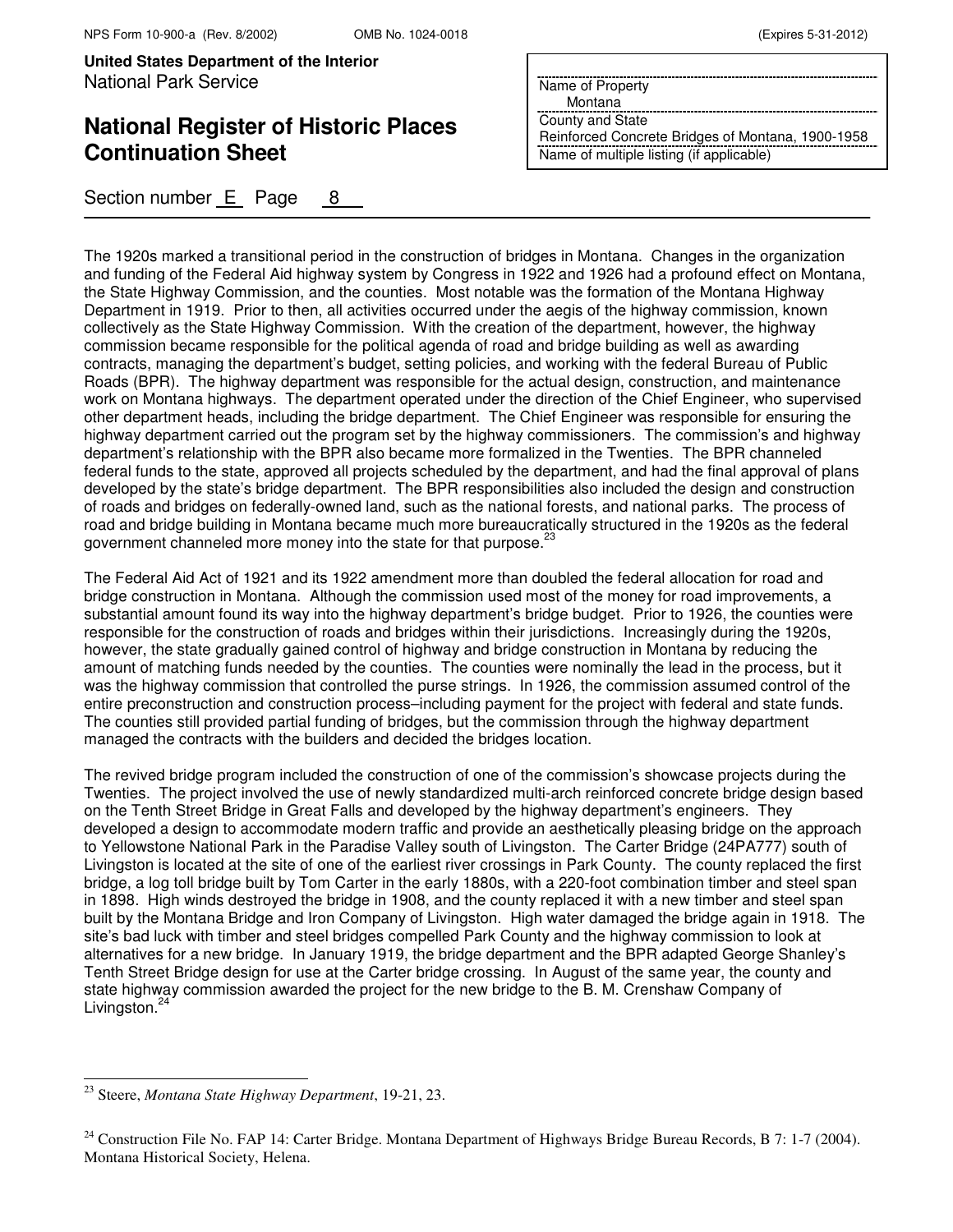The 1920s marked a transitional period in the construction of bridges in Montana. Changes in the organization and funding of the Federal Aid highway system by Congress in 1922 and 1926 had a profound effect on Montana, the State Highway Commission, and the counties. Most notable was the formation of the Montana Highway Department in 1919. Prior to then, all activities occurred under the aegis of the highway commission, known collectively as the State Highway Commission. With the creation of the department, however, the highway commission became responsible for the political agenda of road and bridge building as well as awarding contracts, managing the department's budget, setting policies, and working with the federal Bureau of Public Roads (BPR). The highway department was responsible for the actual design, construction, and maintenance work on Montana highways. The department operated under the direction of the Chief Engineer, who supervised other department heads, including the bridge department. The Chief Engineer was responsible for ensuring the highway department carried out the program set by the highway commissioners. The commission's and highway department's relationship with the BPR also became more formalized in the Twenties. The BPR channeled federal funds to the state, approved all projects scheduled by the department, and had the final approval of plans developed by the state's bridge department. The BPR responsibilities also included the design and construction of roads and bridges on federally-owned land, such as the national forests, and national parks. The process of road and bridge building in Montana became much more bureaucratically structured in the 1920s as the federal government channeled more money into the state for that purpose.[23]

The Federal Aid Act of 1921 and its 1922 amendment more than doubled the federal allocation for road and bridge construction in Montana. Although the commission used most of the money for road improvements, a substantial amount found its way into the highway department's bridge budget. Prior to 1926, the counties were responsible for the construction of roads and bridges within their jurisdictions. Increasingly during the 1920s, however, the state gradually gained control of highway and bridge construction in Montana by reducing the amount of matching funds needed by the counties. The counties were nominally the lead in the process, but it was the highway commission that controlled the purse strings. In 1926, the commission assumed control of the entire preconstruction and construction process–including payment for the project with federal and state funds. The counties still provided partial funding of bridges, but the commission through the highway department managed the contracts with the builders and decided the bridges location.

The revived bridge program included the construction of one of the commission's showcase projects during the Twenties. The project involved the use of newly standardized multi-arch reinforced concrete bridge design based on the Tenth Street Bridge in Great Falls and developed by the highway department's engineers. They developed a design to accommodate modern traffic and provide an aesthetically pleasing bridge on the approach to Yellowstone National Park in the Paradise Valley south of Livingston. The Carter Bridge (24PA777) south of Livingston is located at the site of one of the earliest river crossings in Park County. The county replaced the first bridge, a log toll bridge built by Tom Carter in the early 1880s, with a 220-foot combination timber and steel span in 1898. High winds destroyed the bridge in 1908, and the county replaced it with a new timber and steel span built by the Montana Bridge and Iron Company of Livingston. High water damaged the bridge again in 1918. The site's bad luck with timber and steel bridges compelled Park County and the highway commission to look at alternatives for a new bridge. In January 1919, the bridge department and the BPR adapted George Shanley's Tenth Street Bridge design for use at the Carter bridge crossing. In August of the same year, the county and state highway commission awarded the project for the new bridge to the B. M. Crenshaw Company of Livingston.[24]

---

[23] Steere, *Montana State Highway Department*, 19-21, 23.

[24] Construction File No. FAP 14: Carter Bridge. Montana Department of Highways Bridge Bureau Records, B 7: 1-7 (2004). Montana Historical Society, Helena.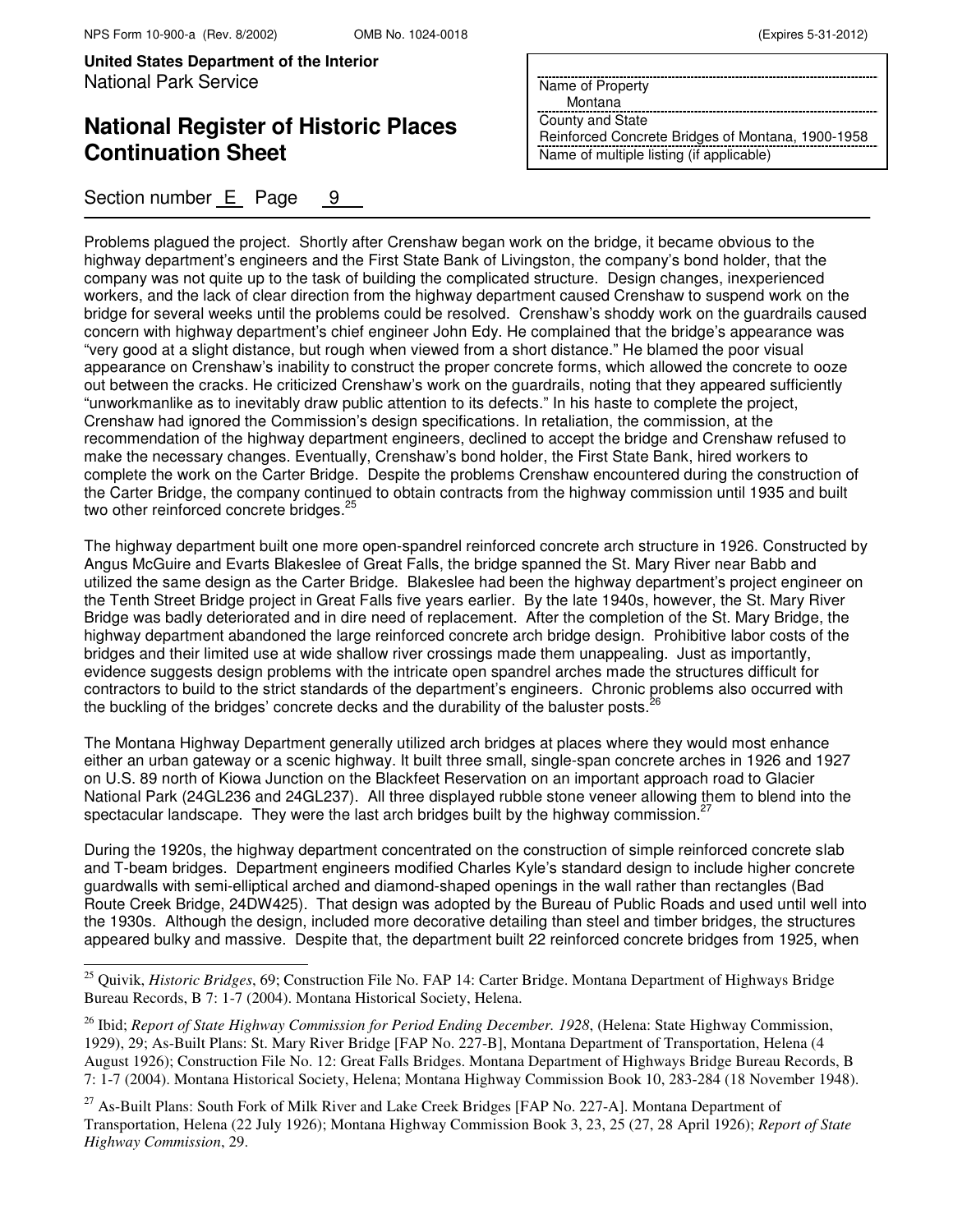Problems plagued the project. Shortly after Crenshaw began work on the bridge, it became obvious to the highway department's engineers and the First State Bank of Livingston, the company's bond holder, that the company was not quite up to the task of building the complicated structure. Design changes, inexperienced workers, and the lack of clear direction from the highway department caused Crenshaw to suspend work on the bridge for several weeks until the problems could be resolved. Crenshaw's shoddy work on the guardrails caused concern with highway department's chief engineer John Edy. He complained that the bridge's appearance was "very good at a slight distance, but rough when viewed from a short distance." He blamed the poor visual appearance on Crenshaw's inability to construct the proper concrete forms, which allowed the concrete to ooze out between the cracks. He criticized Crenshaw's work on the guardrails, noting that they appeared sufficiently "unworkmanlike as to inevitably draw public attention to its defects." In his haste to complete the project, Crenshaw had ignored the Commission's design specifications. In retaliation, the commission, at the recommendation of the highway department engineers, declined to accept the bridge and Crenshaw refused to make the necessary changes. Eventually, Crenshaw's bond holder, the First State Bank, hired workers to complete the work on the Carter Bridge. Despite the problems Crenshaw encountered during the construction of the Carter Bridge, the company continued to obtain contracts from the highway commission until 1935 and built two other reinforced concrete bridges.[25]

The highway department built one more open-spandrel reinforced concrete arch structure in 1926. Constructed by Angus McGuire and Evarts Blakeslee of Great Falls, the bridge spanned the St. Mary River near Babb and utilized the same design as the Carter Bridge. Blakeslee had been the highway department's project engineer on the Tenth Street Bridge project in Great Falls five years earlier. By the late 1940s, however, the St. Mary River Bridge was badly deteriorated and in dire need of replacement. After the completion of the St. Mary Bridge, the highway department abandoned the large reinforced concrete arch bridge design. Prohibitive labor costs of the bridges and their limited use at wide shallow river crossings made them unappealing. Just as importantly, evidence suggests design problems with the intricate open spandrel arches made the structures difficult for contractors to build to the strict standards of the department's engineers. Chronic problems also occurred with the buckling of the bridges' concrete decks and the durability of the baluster posts.[26]

The Montana Highway Department generally utilized arch bridges at places where they would most enhance either an urban gateway or a scenic highway. It built three small, single-span concrete arches in 1926 and 1927 on U.S. 89 north of Kiowa Junction on the Blackfeet Reservation on an important approach road to Glacier National Park (24GL236 and 24GL237). All three displayed rubble stone veneer allowing them to blend into the spectacular landscape. They were the last arch bridges built by the highway commission.[27]

During the 1920s, the highway department concentrated on the construction of simple reinforced concrete slab and T-beam bridges. Department engineers modified Charles Kyle's standard design to include higher concrete guardwalls with semi-elliptical arched and diamond-shaped openings in the wall rather than rectangles (Bad Route Creek Bridge, 24DW425). That design was adopted by the Bureau of Public Roads and used until well into the 1930s. Although the design, included more decorative detailing than steel and timber bridges, the structures appeared bulky and massive. Despite that, the department built 22 reinforced concrete bridges from 1925, when

---

[25] Quivik, *Historic Bridges*, 69; Construction File No. FAP 14: Carter Bridge. Montana Department of Highways Bridge Bureau Records, B 7: 1-7 (2004). Montana Historical Society, Helena.

[26] Ibid; *Report of State Highway Commission for Period Ending December. 1928*, (Helena: State Highway Commission, 1929), 29; As-Built Plans: St. Mary River Bridge [FAP No. 227-B], Montana Department of Transportation, Helena (4 August 1926); Construction File No. 12: Great Falls Bridges. Montana Department of Highways Bridge Bureau Records, B 7: 1-7 (2004). Montana Historical Society, Helena; Montana Highway Commission Book 10, 283-284 (18 November 1948).

[27] As-Built Plans: South Fork of Milk River and Lake Creek Bridges [FAP No. 227-A]. Montana Department of Transportation, Helena (22 July 1926); Montana Highway Commission Book 3, 23, 25 (27, 28 April 1926); *Report of State Highway Commission*, 29.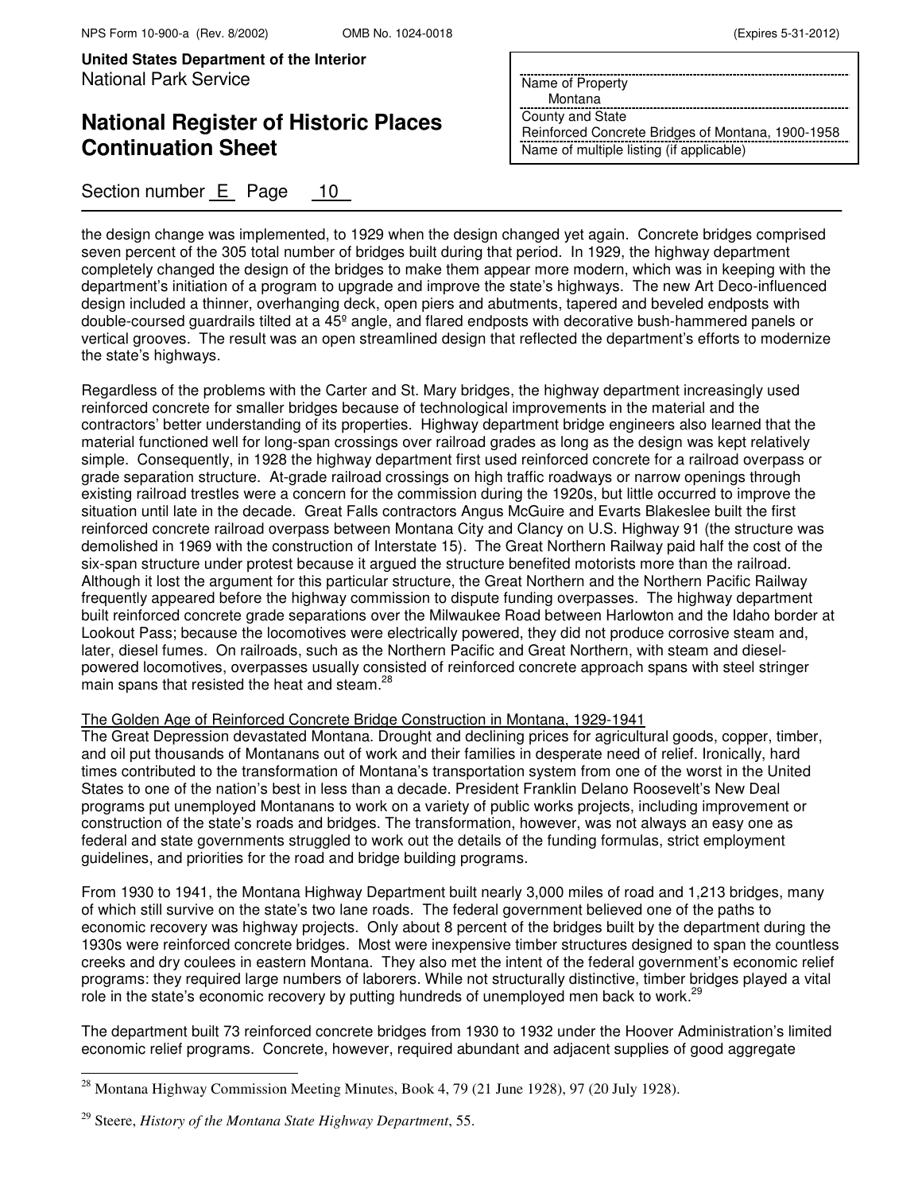the design change was implemented, to 1929 when the design changed yet again. Concrete bridges comprised seven percent of the 305 total number of bridges built during that period. In 1929, the highway department completely changed the design of the bridges to make them appear more modern, which was in keeping with the department's initiation of a program to upgrade and improve the state's highways. The new Art Deco-influenced design included a thinner, overhanging deck, open piers and abutments, tapered and beveled endposts with double-coursed guardrails tilted at a 45º angle, and flared endposts with decorative bush-hammered panels or vertical grooves. The result was an open streamlined design that reflected the department's efforts to modernize the state's highways.

Regardless of the problems with the Carter and St. Mary bridges, the highway department increasingly used reinforced concrete for smaller bridges because of technological improvements in the material and the contractors' better understanding of its properties. Highway department bridge engineers also learned that the material functioned well for long-span crossings over railroad grades as long as the design was kept relatively simple. Consequently, in 1928 the highway department first used reinforced concrete for a railroad overpass or grade separation structure. At-grade railroad crossings on high traffic roadways or narrow openings through existing railroad trestles were a concern for the commission during the 1920s, but little occurred to improve the situation until late in the decade. Great Falls contractors Angus McGuire and Evarts Blakeslee built the first reinforced concrete railroad overpass between Montana City and Clancy on U.S. Highway 91 (the structure was demolished in 1969 with the construction of Interstate 15). The Great Northern Railway paid half the cost of the six-span structure under protest because it argued the structure benefited motorists more than the railroad. Although it lost the argument for this particular structure, the Great Northern and the Northern Pacific Railway frequently appeared before the highway commission to dispute funding overpasses. The highway department built reinforced concrete grade separations over the Milwaukee Road between Harlowton and the Idaho border at Lookout Pass; because the locomotives were electrically powered, they did not produce corrosive steam and, later, diesel fumes. On railroads, such as the Northern Pacific and Great Northern, with steam and diesel-powered locomotives, overpasses usually consisted of reinforced concrete approach spans with steel stringer main spans that resisted the heat and steam.[28]

<u>The Golden Age of Reinforced Concrete Bridge Construction in Montana, 1929-1941</u>

The Great Depression devastated Montana. Drought and declining prices for agricultural goods, copper, timber, and oil put thousands of Montanans out of work and their families in desperate need of relief. Ironically, hard times contributed to the transformation of Montana's transportation system from one of the worst in the United States to one of the nation's best in less than a decade. President Franklin Delano Roosevelt's New Deal programs put unemployed Montanans to work on a variety of public works projects, including improvement or construction of the state's roads and bridges. The transformation, however, was not always an easy one as federal and state governments struggled to work out the details of the funding formulas, strict employment guidelines, and priorities for the road and bridge building programs.

From 1930 to 1941, the Montana Highway Department built nearly 3,000 miles of road and 1,213 bridges, many of which still survive on the state's two lane roads. The federal government believed one of the paths to economic recovery was highway projects. Only about 8 percent of the bridges built by the department during the 1930s were reinforced concrete bridges. Most were inexpensive timber structures designed to span the countless creeks and dry coulees in eastern Montana. They also met the intent of the federal government's economic relief programs: they required large numbers of laborers. While not structurally distinctive, timber bridges played a vital role in the state's economic recovery by putting hundreds of unemployed men back to work.[29]

The department built 73 reinforced concrete bridges from 1930 to 1932 under the Hoover Administration's limited economic relief programs. Concrete, however, required abundant and adjacent supplies of good aggregate

---

[28] Montana Highway Commission Meeting Minutes, Book 4, 79 (21 June 1928), 97 (20 July 1928).

[29] Steere, *History of the Montana State Highway Department*, 55.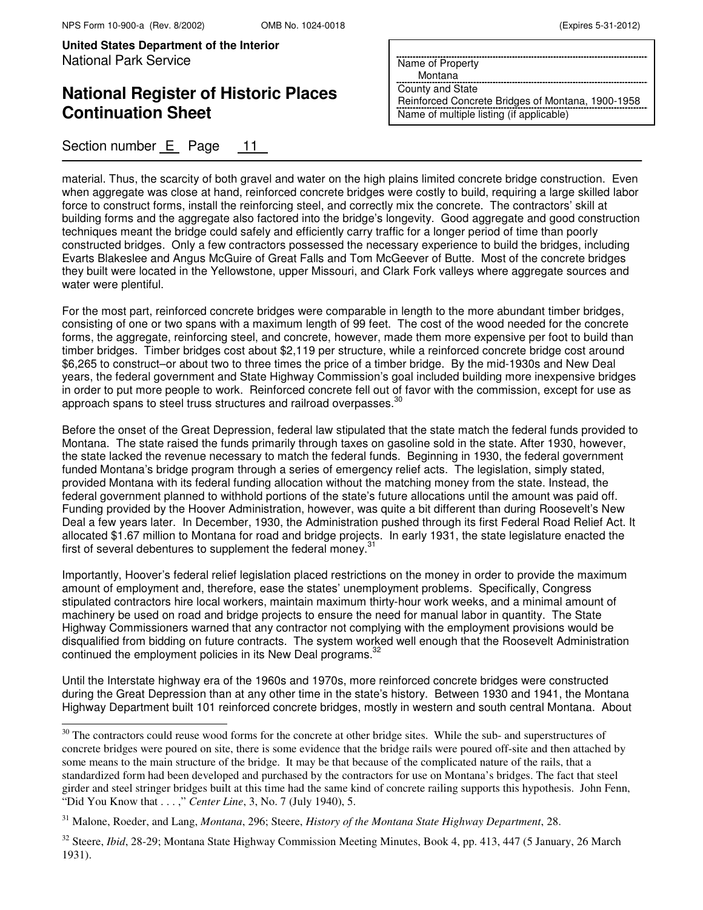material. Thus, the scarcity of both gravel and water on the high plains limited concrete bridge construction. Even when aggregate was close at hand, reinforced concrete bridges were costly to build, requiring a large skilled labor force to construct forms, install the reinforcing steel, and correctly mix the concrete. The contractors' skill at building forms and the aggregate also factored into the bridge's longevity. Good aggregate and good construction techniques meant the bridge could safely and efficiently carry traffic for a longer period of time than poorly constructed bridges. Only a few contractors possessed the necessary experience to build the bridges, including Evarts Blakeslee and Angus McGuire of Great Falls and Tom McGeever of Butte. Most of the concrete bridges they built were located in the Yellowstone, upper Missouri, and Clark Fork valleys where aggregate sources and water were plentiful.

For the most part, reinforced concrete bridges were comparable in length to the more abundant timber bridges, consisting of one or two spans with a maximum length of 99 feet. The cost of the wood needed for the concrete forms, the aggregate, reinforcing steel, and concrete, however, made them more expensive per foot to build than timber bridges. Timber bridges cost about $2,119 per structure, while a reinforced concrete bridge cost around $6,265 to construct–or about two to three times the price of a timber bridge. By the mid-1930s and New Deal years, the federal government and State Highway Commission's goal included building more inexpensive bridges in order to put more people to work. Reinforced concrete fell out of favor with the commission, except for use as approach spans to steel truss structures and railroad overpasses.[30]

Before the onset of the Great Depression, federal law stipulated that the state match the federal funds provided to Montana. The state raised the funds primarily through taxes on gasoline sold in the state. After 1930, however, the state lacked the revenue necessary to match the federal funds. Beginning in 1930, the federal government funded Montana's bridge program through a series of emergency relief acts. The legislation, simply stated, provided Montana with its federal funding allocation without the matching money from the state. Instead, the federal government planned to withhold portions of the state's future allocations until the amount was paid off. Funding provided by the Hoover Administration, however, was quite a bit different than during Roosevelt's New Deal a few years later. In December, 1930, the Administration pushed through its first Federal Road Relief Act. It allocated $1.67 million to Montana for road and bridge projects. In early 1931, the state legislature enacted the first of several debentures to supplement the federal money.[31]

Importantly, Hoover's federal relief legislation placed restrictions on the money in order to provide the maximum amount of employment and, therefore, ease the states' unemployment problems. Specifically, Congress stipulated contractors hire local workers, maintain maximum thirty-hour work weeks, and a minimal amount of machinery be used on road and bridge projects to ensure the need for manual labor in quantity. The State Highway Commissioners warned that any contractor not complying with the employment provisions would be disqualified from bidding on future contracts. The system worked well enough that the Roosevelt Administration continued the employment policies in its New Deal programs.[32]

Until the Interstate highway era of the 1960s and 1970s, more reinforced concrete bridges were constructed during the Great Depression than at any other time in the state's history. Between 1930 and 1941, the Montana Highway Department built 101 reinforced concrete bridges, mostly in western and south central Montana. About

---

[30] The contractors could reuse wood forms for the concrete at other bridge sites. While the sub- and superstructures of concrete bridges were poured on site, there is some evidence that the bridge rails were poured off-site and then attached by some means to the main structure of the bridge. It may be that because of the complicated nature of the rails, that a standardized form had been developed and purchased by the contractors for use on Montana's bridges. The fact that steel girder and steel stringer bridges built at this time had the same kind of concrete railing supports this hypothesis. John Fenn, "Did You Know that . . . ," *Center Line*, 3, No. 7 (July 1940), 5.

[31] Malone, Roeder, and Lang, *Montana*, 296; Steere, *History of the Montana State Highway Department*, 28.

[32] Steere, *Ibid*, 28-29; Montana State Highway Commission Meeting Minutes, Book 4, pp. 413, 447 (5 January, 26 March 1931).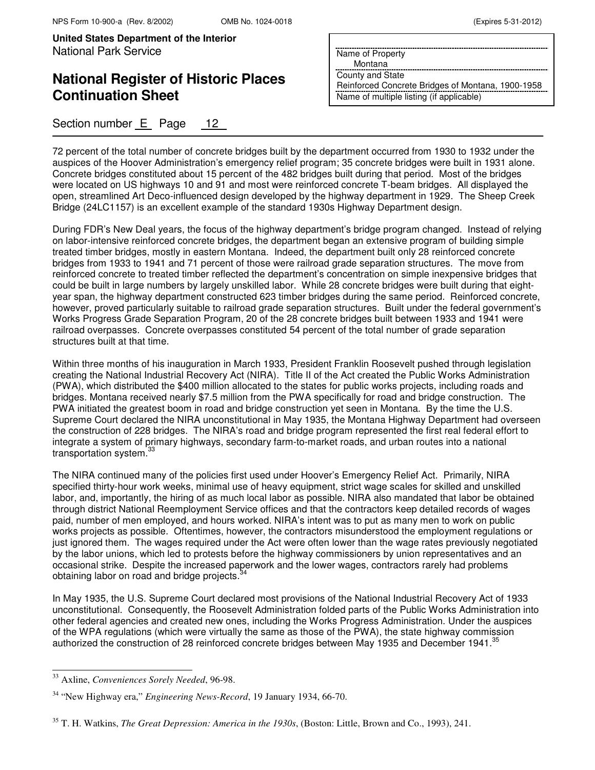72 percent of the total number of concrete bridges built by the department occurred from 1930 to 1932 under the auspices of the Hoover Administration's emergency relief program; 35 concrete bridges were built in 1931 alone. Concrete bridges constituted about 15 percent of the 482 bridges built during that period. Most of the bridges were located on US highways 10 and 91 and most were reinforced concrete T-beam bridges. All displayed the open, streamlined Art Deco-influenced design developed by the highway department in 1929. The Sheep Creek Bridge (24LC1157) is an excellent example of the standard 1930s Highway Department design.

During FDR's New Deal years, the focus of the highway department's bridge program changed. Instead of relying on labor-intensive reinforced concrete bridges, the department began an extensive program of building simple treated timber bridges, mostly in eastern Montana. Indeed, the department built only 28 reinforced concrete bridges from 1933 to 1941 and 71 percent of those were railroad grade separation structures. The move from reinforced concrete to treated timber reflected the department's concentration on simple inexpensive bridges that could be built in large numbers by largely unskilled labor. While 28 concrete bridges were built during that eight-year span, the highway department constructed 623 timber bridges during the same period. Reinforced concrete, however, proved particularly suitable to railroad grade separation structures. Built under the federal government's Works Progress Grade Separation Program, 20 of the 28 concrete bridges built between 1933 and 1941 were railroad overpasses. Concrete overpasses constituted 54 percent of the total number of grade separation structures built at that time.

Within three months of his inauguration in March 1933, President Franklin Roosevelt pushed through legislation creating the National Industrial Recovery Act (NIRA). Title II of the Act created the Public Works Administration (PWA), which distributed the $400 million allocated to the states for public works projects, including roads and bridges. Montana received nearly $7.5 million from the PWA specifically for road and bridge construction. The PWA initiated the greatest boom in road and bridge construction yet seen in Montana. By the time the U.S. Supreme Court declared the NIRA unconstitutional in May 1935, the Montana Highway Department had overseen the construction of 228 bridges. The NIRA's road and bridge program represented the first real federal effort to integrate a system of primary highways, secondary farm-to-market roads, and urban routes into a national transportation system.[33]

The NIRA continued many of the policies first used under Hoover's Emergency Relief Act. Primarily, NIRA specified thirty-hour work weeks, minimal use of heavy equipment, strict wage scales for skilled and unskilled labor, and, importantly, the hiring of as much local labor as possible. NIRA also mandated that labor be obtained through district National Reemployment Service offices and that the contractors keep detailed records of wages paid, number of men employed, and hours worked. NIRA's intent was to put as many men to work on public works projects as possible. Oftentimes, however, the contractors misunderstood the employment regulations or just ignored them. The wages required under the Act were often lower than the wage rates previously negotiated by the labor unions, which led to protests before the highway commissioners by union representatives and an occasional strike. Despite the increased paperwork and the lower wages, contractors rarely had problems obtaining labor on road and bridge projects.[34]

In May 1935, the U.S. Supreme Court declared most provisions of the National Industrial Recovery Act of 1933 unconstitutional. Consequently, the Roosevelt Administration folded parts of the Public Works Administration into other federal agencies and created new ones, including the Works Progress Administration. Under the auspices of the WPA regulations (which were virtually the same as those of the PWA), the state highway commission authorized the construction of 28 reinforced concrete bridges between May 1935 and December 1941.[35]

---

[33] Axline, *Conveniences Sorely Needed*, 96-98.

[34] "New Highway era," *Engineering News-Record*, 19 January 1934, 66-70.

[35] T. H. Watkins, *The Great Depression: America in the 1930s*, (Boston: Little, Brown and Co., 1993), 241.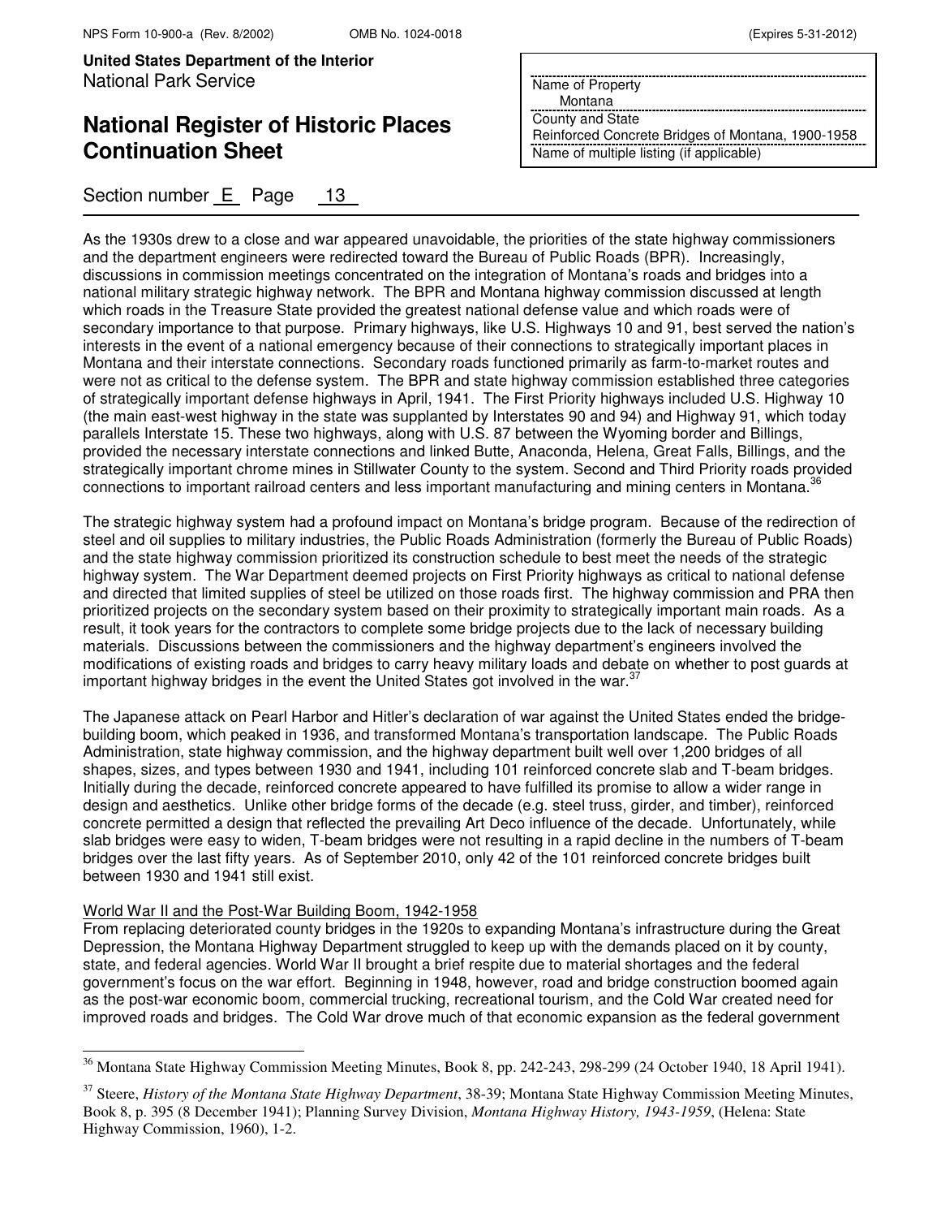As the 1930s drew to a close and war appeared unavoidable, the priorities of the state highway commissioners and the department engineers were redirected toward the Bureau of Public Roads (BPR). Increasingly, discussions in commission meetings concentrated on the integration of Montana's roads and bridges into a national military strategic highway network. The BPR and Montana highway commission discussed at length which roads in the Treasure State provided the greatest national defense value and which roads were of secondary importance to that purpose. Primary highways, like U.S. Highways 10 and 91, best served the nation's interests in the event of a national emergency because of their connections to strategically important places in Montana and their interstate connections. Secondary roads functioned primarily as farm-to-market routes and were not as critical to the defense system. The BPR and state highway commission established three categories of strategically important defense highways in April, 1941. The First Priority highways included U.S. Highway 10 (the main east-west highway in the state was supplanted by Interstates 90 and 94) and Highway 91, which today parallels Interstate 15. These two highways, along with U.S. 87 between the Wyoming border and Billings, provided the necessary interstate connections and linked Butte, Anaconda, Helena, Great Falls, Billings, and the strategically important chrome mines in Stillwater County to the system. Second and Third Priority roads provided connections to important railroad centers and less important manufacturing and mining centers in Montana.[36]

The strategic highway system had a profound impact on Montana's bridge program. Because of the redirection of steel and oil supplies to military industries, the Public Roads Administration (formerly the Bureau of Public Roads) and the state highway commission prioritized its construction schedule to best meet the needs of the strategic highway system. The War Department deemed projects on First Priority highways as critical to national defense and directed that limited supplies of steel be utilized on those roads first. The highway commission and PRA then prioritized projects on the secondary system based on their proximity to strategically important main roads. As a result, it took years for the contractors to complete some bridge projects due to the lack of necessary building materials. Discussions between the commissioners and the highway department's engineers involved the modifications of existing roads and bridges to carry heavy military loads and debate on whether to post guards at important highway bridges in the event the United States got involved in the war.[37]

The Japanese attack on Pearl Harbor and Hitler's declaration of war against the United States ended the bridge-building boom, which peaked in 1936, and transformed Montana's transportation landscape. The Public Roads Administration, state highway commission, and the highway department built well over 1,200 bridges of all shapes, sizes, and types between 1930 and 1941, including 101 reinforced concrete slab and T-beam bridges. Initially during the decade, reinforced concrete appeared to have fulfilled its promise to allow a wider range in design and aesthetics. Unlike other bridge forms of the decade (e.g. steel truss, girder, and timber), reinforced concrete permitted a design that reflected the prevailing Art Deco influence of the decade. Unfortunately, while slab bridges were easy to widen, T-beam bridges were not resulting in a rapid decline in the numbers of T-beam bridges over the last fifty years. As of September 2010, only 42 of the 101 reinforced concrete bridges built between 1930 and 1941 still exist.

World War II and the Post-War Building Boom, 1942-1958

From replacing deteriorated county bridges in the 1920s to expanding Montana's infrastructure during the Great Depression, the Montana Highway Department struggled to keep up with the demands placed on it by county, state, and federal agencies. World War II brought a brief respite due to material shortages and the federal government's focus on the war effort. Beginning in 1948, however, road and bridge construction boomed again as the post-war economic boom, commercial trucking, recreational tourism, and the Cold War created need for improved roads and bridges. The Cold War drove much of that economic expansion as the federal government

[36] Montana State Highway Commission Meeting Minutes, Book 8, pp. 242-243, 298-299 (24 October 1940, 18 April 1941).

[37] Steere, *History of the Montana State Highway Department*, 38-39; Montana State Highway Commission Meeting Minutes, Book 8, p. 395 (8 December 1941); Planning Survey Division, *Montana Highway History, 1943-1959*, (Helena: State Highway Commission, 1960), 1-2.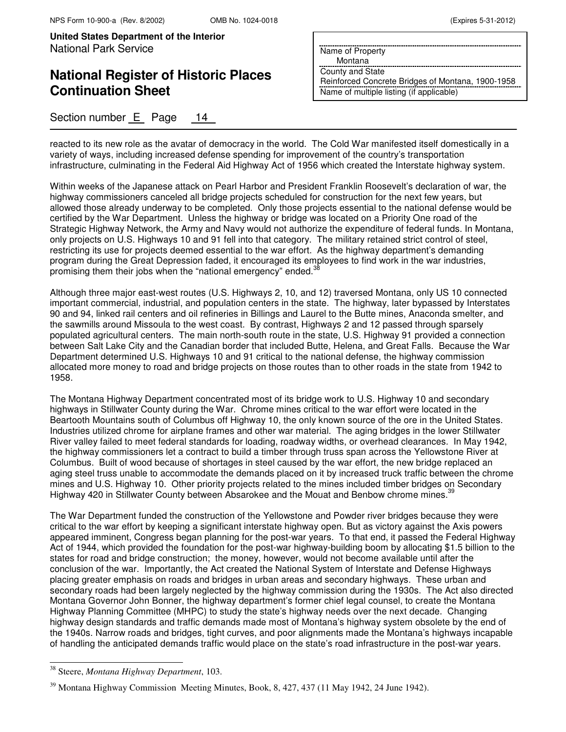reacted to its new role as the avatar of democracy in the world. The Cold War manifested itself domestically in a variety of ways, including increased defense spending for improvement of the country's transportation infrastructure, culminating in the Federal Aid Highway Act of 1956 which created the Interstate highway system.

Within weeks of the Japanese attack on Pearl Harbor and President Franklin Roosevelt's declaration of war, the highway commissioners canceled all bridge projects scheduled for construction for the next few years, but allowed those already underway to be completed. Only those projects essential to the national defense would be certified by the War Department. Unless the highway or bridge was located on a Priority One road of the Strategic Highway Network, the Army and Navy would not authorize the expenditure of federal funds. In Montana, only projects on U.S. Highways 10 and 91 fell into that category. The military retained strict control of steel, restricting its use for projects deemed essential to the war effort. As the highway department's demanding program during the Great Depression faded, it encouraged its employees to find work in the war industries, promising them their jobs when the "national emergency" ended.[38]

Although three major east-west routes (U.S. Highways 2, 10, and 12) traversed Montana, only US 10 connected important commercial, industrial, and population centers in the state. The highway, later bypassed by Interstates 90 and 94, linked rail centers and oil refineries in Billings and Laurel to the Butte mines, Anaconda smelter, and the sawmills around Missoula to the west coast. By contrast, Highways 2 and 12 passed through sparsely populated agricultural centers. The main north-south route in the state, U.S. Highway 91 provided a connection between Salt Lake City and the Canadian border that included Butte, Helena, and Great Falls. Because the War Department determined U.S. Highways 10 and 91 critical to the national defense, the highway commission allocated more money to road and bridge projects on those routes than to other roads in the state from 1942 to 1958.

The Montana Highway Department concentrated most of its bridge work to U.S. Highway 10 and secondary highways in Stillwater County during the War. Chrome mines critical to the war effort were located in the Beartooth Mountains south of Columbus off Highway 10, the only known source of the ore in the United States. Industries utilized chrome for airplane frames and other war material. The aging bridges in the lower Stillwater River valley failed to meet federal standards for loading, roadway widths, or overhead clearances. In May 1942, the highway commissioners let a contract to build a timber through truss span across the Yellowstone River at Columbus. Built of wood because of shortages in steel caused by the war effort, the new bridge replaced an aging steel truss unable to accommodate the demands placed on it by increased truck traffic between the chrome mines and U.S. Highway 10. Other priority projects related to the mines included timber bridges on Secondary Highway 420 in Stillwater County between Absarokee and the Mouat and Benbow chrome mines.[39]

The War Department funded the construction of the Yellowstone and Powder river bridges because they were critical to the war effort by keeping a significant interstate highway open. But as victory against the Axis powers appeared imminent, Congress began planning for the post-war years. To that end, it passed the Federal Highway Act of 1944, which provided the foundation for the post-war highway-building boom by allocating $1.5 billion to the states for road and bridge construction; the money, however, would not become available until after the conclusion of the war. Importantly, the Act created the National System of Interstate and Defense Highways placing greater emphasis on roads and bridges in urban areas and secondary highways. These urban and secondary roads had been largely neglected by the highway commission during the 1930s. The Act also directed Montana Governor John Bonner, the highway department's former chief legal counsel, to create the Montana Highway Planning Committee (MHPC) to study the state's highway needs over the next decade. Changing highway design standards and traffic demands made most of Montana's highway system obsolete by the end of the 1940s. Narrow roads and bridges, tight curves, and poor alignments made the Montana's highways incapable of handling the anticipated demands traffic would place on the state's road infrastructure in the post-war years.

---

[38] Steere, *Montana Highway Department*, 103.

[39] Montana Highway Commission Meeting Minutes, Book, 8, 427, 437 (11 May 1942, 24 June 1942).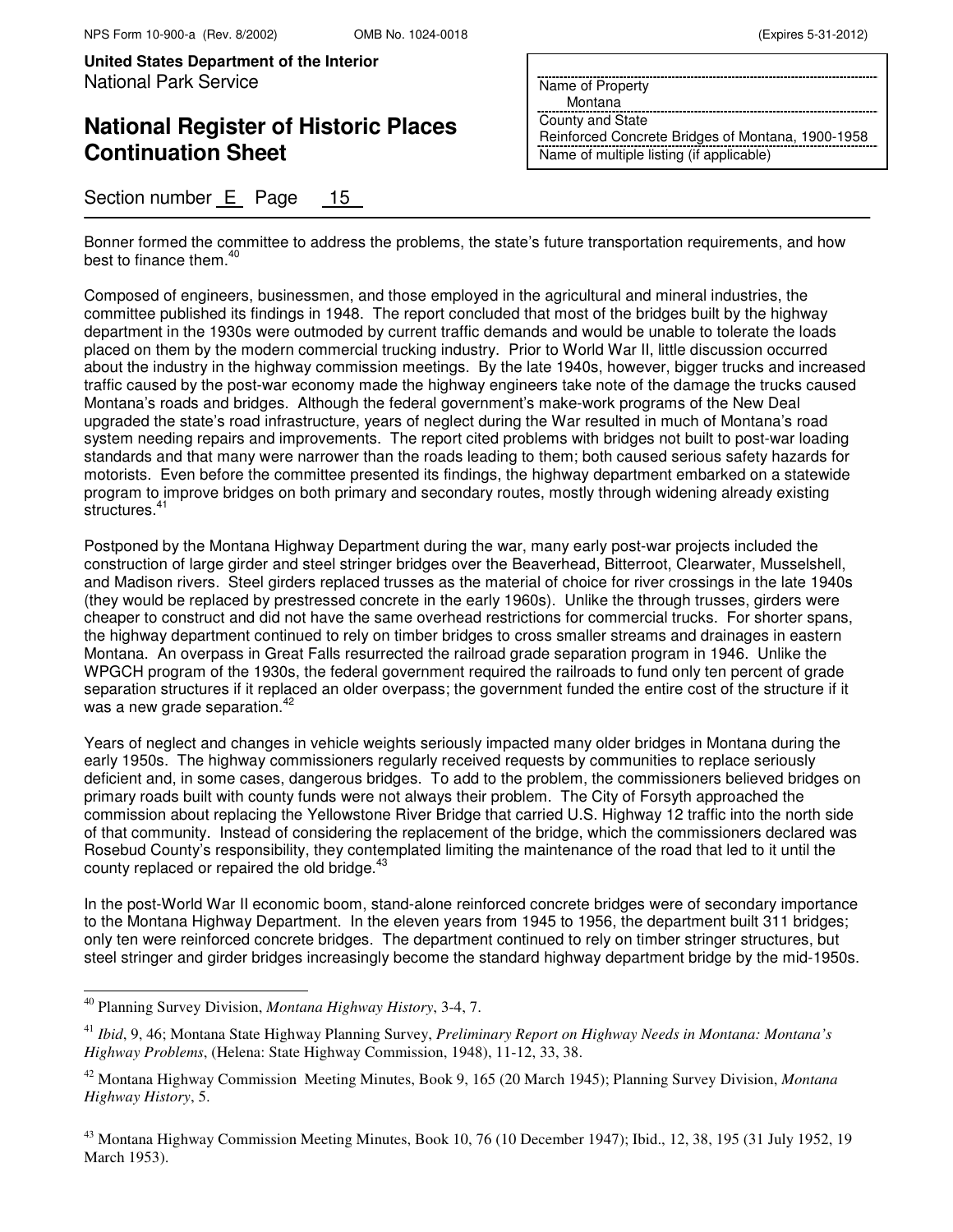Bonner formed the committee to address the problems, the state's future transportation requirements, and how best to finance them.[40]

Composed of engineers, businessmen, and those employed in the agricultural and mineral industries, the committee published its findings in 1948. The report concluded that most of the bridges built by the highway department in the 1930s were outmoded by current traffic demands and would be unable to tolerate the loads placed on them by the modern commercial trucking industry. Prior to World War II, little discussion occurred about the industry in the highway commission meetings. By the late 1940s, however, bigger trucks and increased traffic caused by the post-war economy made the highway engineers take note of the damage the trucks caused Montana's roads and bridges. Although the federal government's make-work programs of the New Deal upgraded the state's road infrastructure, years of neglect during the War resulted in much of Montana's road system needing repairs and improvements. The report cited problems with bridges not built to post-war loading standards and that many were narrower than the roads leading to them; both caused serious safety hazards for motorists. Even before the committee presented its findings, the highway department embarked on a statewide program to improve bridges on both primary and secondary routes, mostly through widening already existing structures.[41]

Postponed by the Montana Highway Department during the war, many early post-war projects included the construction of large girder and steel stringer bridges over the Beaverhead, Bitterroot, Clearwater, Musselshell, and Madison rivers. Steel girders replaced trusses as the material of choice for river crossings in the late 1940s (they would be replaced by prestressed concrete in the early 1960s). Unlike the through trusses, girders were cheaper to construct and did not have the same overhead restrictions for commercial trucks. For shorter spans, the highway department continued to rely on timber bridges to cross smaller streams and drainages in eastern Montana. An overpass in Great Falls resurrected the railroad grade separation program in 1946. Unlike the WPGCH program of the 1930s, the federal government required the railroads to fund only ten percent of grade separation structures if it replaced an older overpass; the government funded the entire cost of the structure if it was a new grade separation.[42]

Years of neglect and changes in vehicle weights seriously impacted many older bridges in Montana during the early 1950s. The highway commissioners regularly received requests by communities to replace seriously deficient and, in some cases, dangerous bridges. To add to the problem, the commissioners believed bridges on primary roads built with county funds were not always their problem. The City of Forsyth approached the commission about replacing the Yellowstone River Bridge that carried U.S. Highway 12 traffic into the north side of that community. Instead of considering the replacement of the bridge, which the commissioners declared was Rosebud County's responsibility, they contemplated limiting the maintenance of the road that led to it until the county replaced or repaired the old bridge.[43]

In the post-World War II economic boom, stand-alone reinforced concrete bridges were of secondary importance to the Montana Highway Department. In the eleven years from 1945 to 1956, the department built 311 bridges; only ten were reinforced concrete bridges. The department continued to rely on timber stringer structures, but steel stringer and girder bridges increasingly become the standard highway department bridge by the mid-1950s.

---

[40] Planning Survey Division, *Montana Highway History*, 3-4, 7.

[41] *Ibid*, 9, 46; Montana State Highway Planning Survey, *Preliminary Report on Highway Needs in Montana: Montana's Highway Problems*, (Helena: State Highway Commission, 1948), 11-12, 33, 38.

[42] Montana Highway Commission Meeting Minutes, Book 9, 165 (20 March 1945); Planning Survey Division, *Montana Highway History*, 5.

[43] Montana Highway Commission Meeting Minutes, Book 10, 76 (10 December 1947); Ibid., 12, 38, 195 (31 July 1952, 19 March 1953).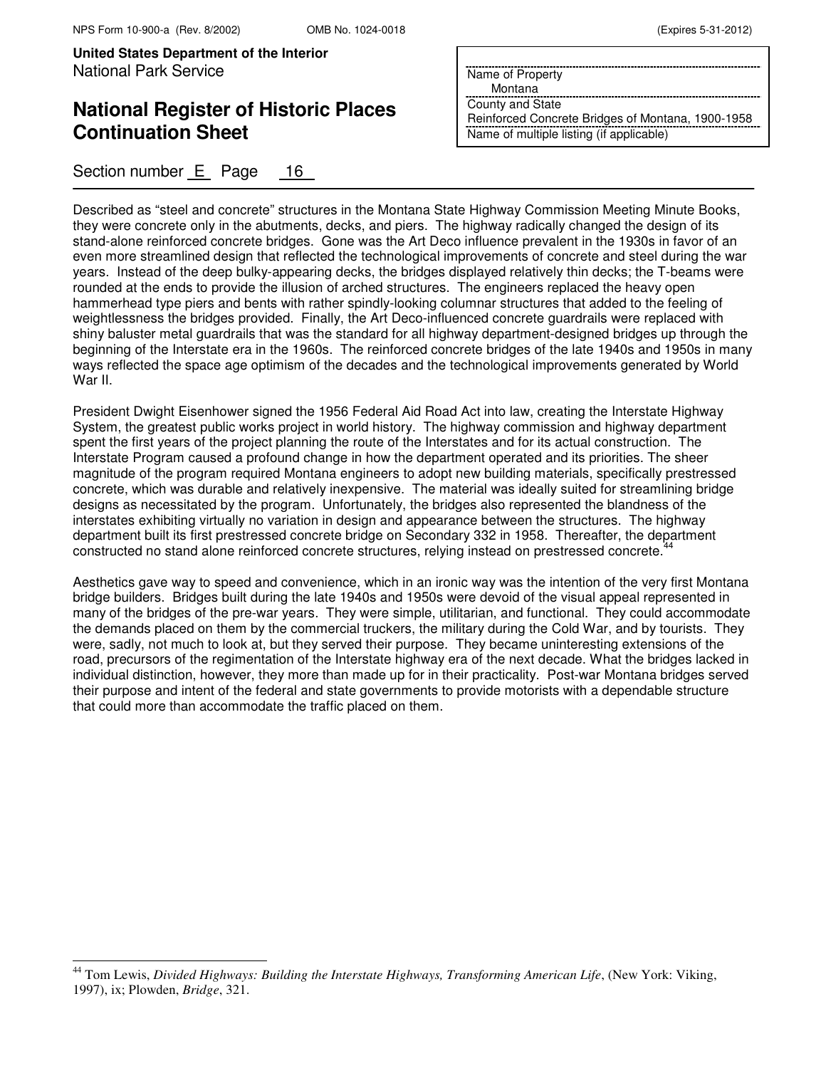Described as “steel and concrete” structures in the Montana State Highway Commission Meeting Minute Books, they were concrete only in the abutments, decks, and piers. The highway radically changed the design of its stand-alone reinforced concrete bridges. Gone was the Art Deco influence prevalent in the 1930s in favor of an even more streamlined design that reflected the technological improvements of concrete and steel during the war years. Instead of the deep bulky-appearing decks, the bridges displayed relatively thin decks; the T-beams were rounded at the ends to provide the illusion of arched structures. The engineers replaced the heavy open hammerhead type piers and bents with rather spindly-looking columnar structures that added to the feeling of weightlessness the bridges provided. Finally, the Art Deco-influenced concrete guardrails were replaced with shiny baluster metal guardrails that was the standard for all highway department-designed bridges up through the beginning of the Interstate era in the 1960s. The reinforced concrete bridges of the late 1940s and 1950s in many ways reflected the space age optimism of the decades and the technological improvements generated by World War II.

President Dwight Eisenhower signed the 1956 Federal Aid Road Act into law, creating the Interstate Highway System, the greatest public works project in world history. The highway commission and highway department spent the first years of the project planning the route of the Interstates and for its actual construction. The Interstate Program caused a profound change in how the department operated and its priorities. The sheer magnitude of the program required Montana engineers to adopt new building materials, specifically prestressed concrete, which was durable and relatively inexpensive. The material was ideally suited for streamlining bridge designs as necessitated by the program. Unfortunately, the bridges also represented the blandness of the interstates exhibiting virtually no variation in design and appearance between the structures. The highway department built its first prestressed concrete bridge on Secondary 332 in 1958. Thereafter, the department constructed no stand alone reinforced concrete structures, relying instead on prestressed concrete.[44]

Aesthetics gave way to speed and convenience, which in an ironic way was the intention of the very first Montana bridge builders. Bridges built during the late 1940s and 1950s were devoid of the visual appeal represented in many of the bridges of the pre-war years. They were simple, utilitarian, and functional. They could accommodate the demands placed on them by the commercial truckers, the military during the Cold War, and by tourists. They were, sadly, not much to look at, but they served their purpose. They became uninteresting extensions of the road, precursors of the regimentation of the Interstate highway era of the next decade. What the bridges lacked in individual distinction, however, they more than made up for in their practicality. Post-war Montana bridges served their purpose and intent of the federal and state governments to provide motorists with a dependable structure that could more than accommodate the traffic placed on them.

[44] Tom Lewis, *Divided Highways: Building the Interstate Highways, Transforming American Life*, (New York: Viking, 1997), ix; Plowden, *Bridge*, 321.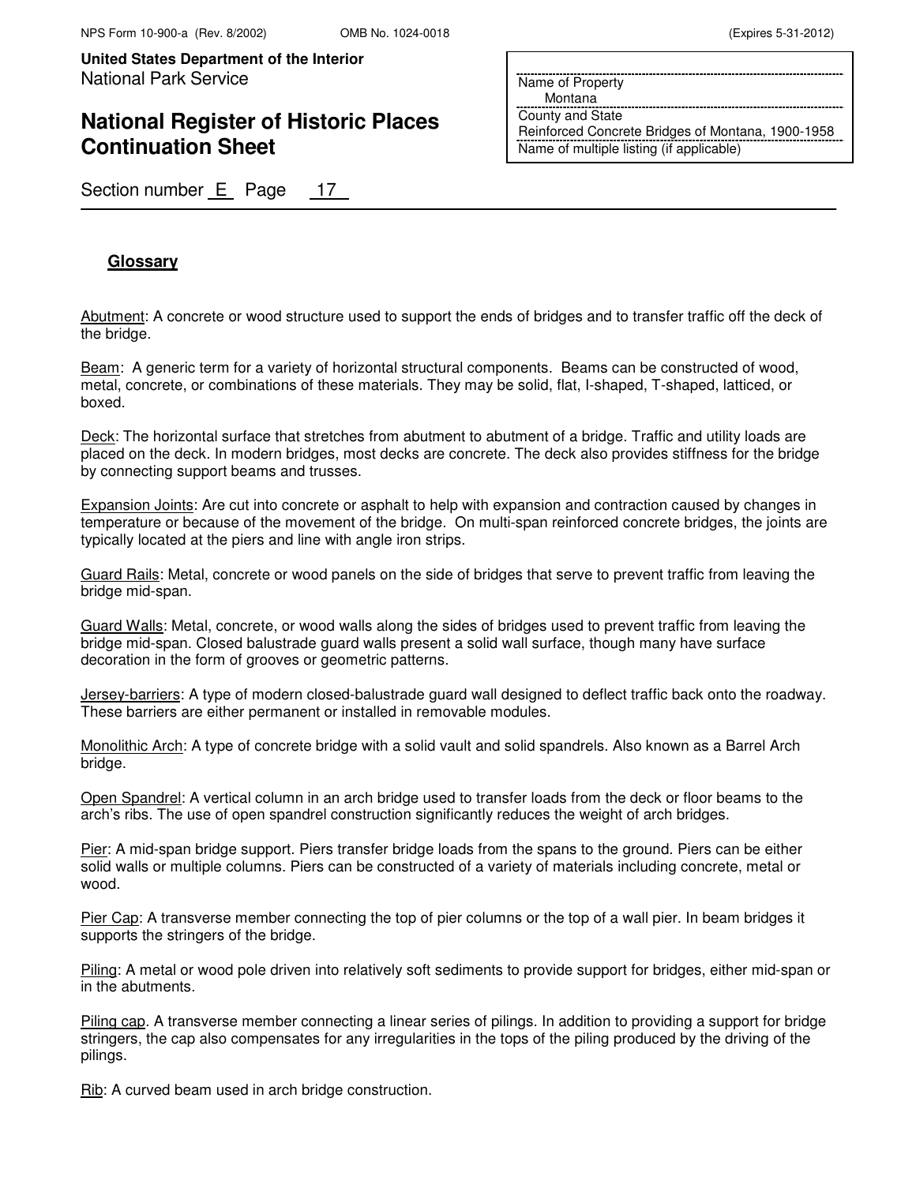## Glossary

Abutment: A concrete or wood structure used to support the ends of bridges and to transfer traffic off the deck of the bridge.

Beam: A generic term for a variety of horizontal structural components. Beams can be constructed of wood, metal, concrete, or combinations of these materials. They may be solid, flat, I-shaped, T-shaped, latticed, or boxed.

Deck: The horizontal surface that stretches from abutment to abutment of a bridge. Traffic and utility loads are placed on the deck. In modern bridges, most decks are concrete. The deck also provides stiffness for the bridge by connecting support beams and trusses.

Expansion Joints: Are cut into concrete or asphalt to help with expansion and contraction caused by changes in temperature or because of the movement of the bridge. On multi-span reinforced concrete bridges, the joints are typically located at the piers and line with angle iron strips.

Guard Rails: Metal, concrete or wood panels on the side of bridges that serve to prevent traffic from leaving the bridge mid-span.

Guard Walls: Metal, concrete, or wood walls along the sides of bridges used to prevent traffic from leaving the bridge mid-span. Closed balustrade guard walls present a solid wall surface, though many have surface decoration in the form of grooves or geometric patterns.

Jersey-barriers: A type of modern closed-balustrade guard wall designed to deflect traffic back onto the roadway. These barriers are either permanent or installed in removable modules.

Monolithic Arch: A type of concrete bridge with a solid vault and solid spandrels. Also known as a Barrel Arch bridge.

Open Spandrel: A vertical column in an arch bridge used to transfer loads from the deck or floor beams to the arch's ribs. The use of open spandrel construction significantly reduces the weight of arch bridges.

Pier: A mid-span bridge support. Piers transfer bridge loads from the spans to the ground. Piers can be either solid walls or multiple columns. Piers can be constructed of a variety of materials including concrete, metal or wood.

Pier Cap: A transverse member connecting the top of pier columns or the top of a wall pier. In beam bridges it supports the stringers of the bridge.

Piling: A metal or wood pole driven into relatively soft sediments to provide support for bridges, either mid-span or in the abutments.

Piling cap. A transverse member connecting a linear series of pilings. In addition to providing a support for bridge stringers, the cap also compensates for any irregularities in the tops of the piling produced by the driving of the pilings.

Rib: A curved beam used in arch bridge construction.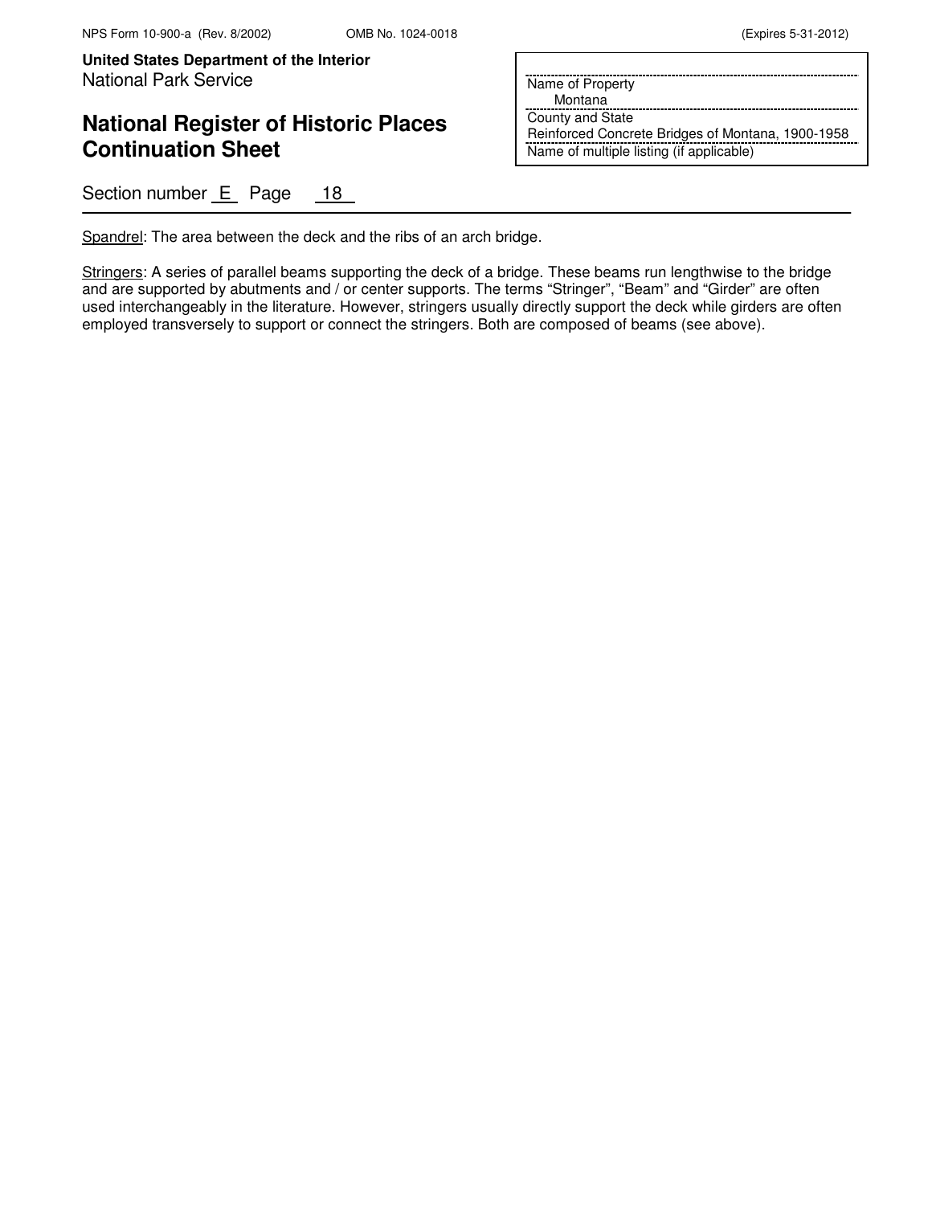Spandrel: The area between the deck and the ribs of an arch bridge.

Stringers: A series of parallel beams supporting the deck of a bridge. These beams run lengthwise to the bridge and are supported by abutments and / or center supports. The terms "Stringer", "Beam" and "Girder" are often used interchangeably in the literature. However, stringers usually directly support the deck while girders are often employed transversely to support or connect the stringers. Both are composed of beams (see above).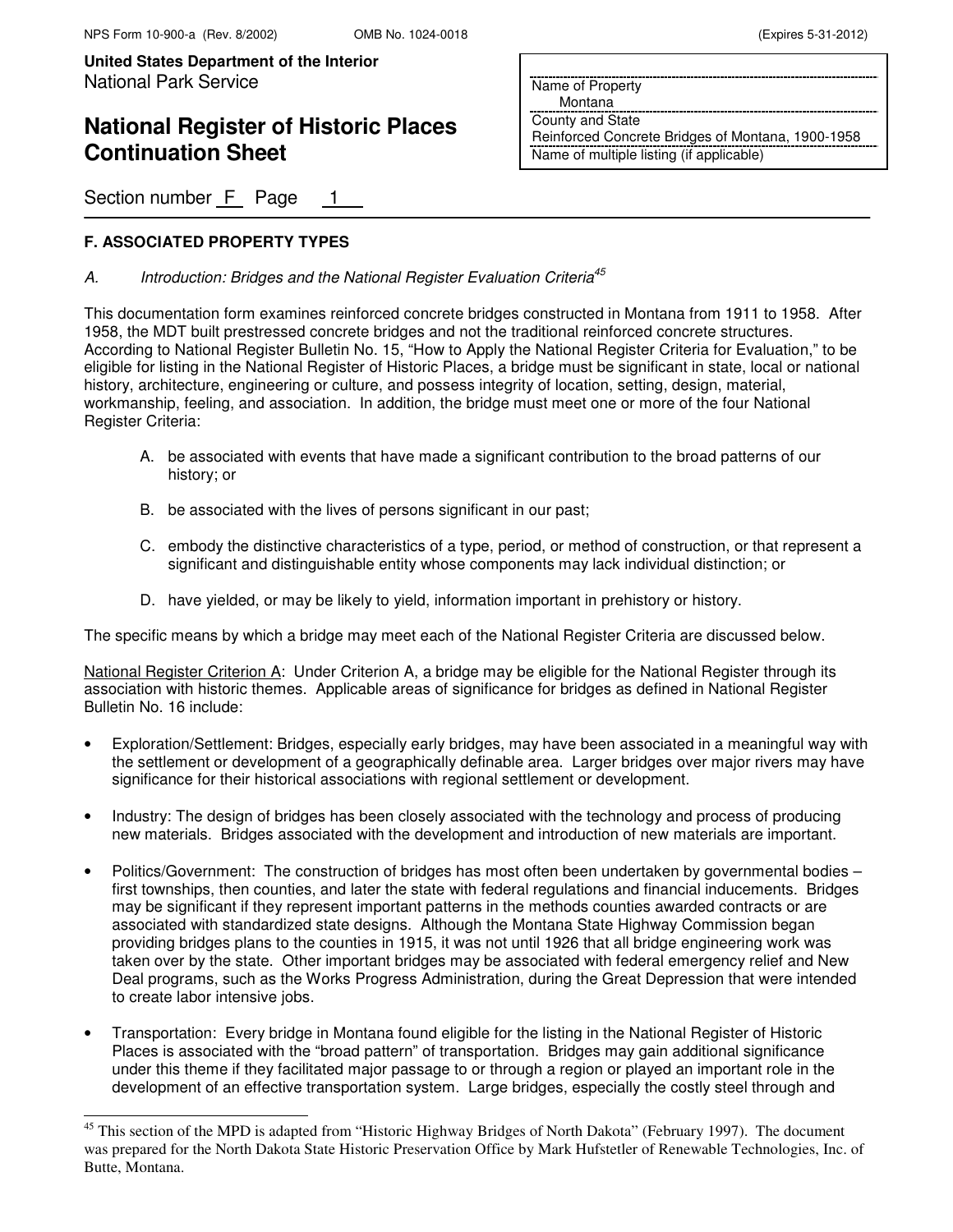## F. ASSOCIATED PROPERTY TYPES

*A. Introduction: Bridges and the National Register Evaluation Criteria*[45]

This documentation form examines reinforced concrete bridges constructed in Montana from 1911 to 1958. After 1958, the MDT built prestressed concrete bridges and not the traditional reinforced concrete structures. According to National Register Bulletin No. 15, "How to Apply the National Register Criteria for Evaluation," to be eligible for listing in the National Register of Historic Places, a bridge must be significant in state, local or national history, architecture, engineering or culture, and possess integrity of location, setting, design, material, workmanship, feeling, and association. In addition, the bridge must meet one or more of the four National Register Criteria:

A. be associated with events that have made a significant contribution to the broad patterns of our history; or

B. be associated with the lives of persons significant in our past;

C. embody the distinctive characteristics of a type, period, or method of construction, or that represent a significant and distinguishable entity whose components may lack individual distinction; or

D. have yielded, or may be likely to yield, information important in prehistory or history.

The specific means by which a bridge may meet each of the National Register Criteria are discussed below.

National Register Criterion A: Under Criterion A, a bridge may be eligible for the National Register through its association with historic themes. Applicable areas of significance for bridges as defined in National Register Bulletin No. 16 include:

- Exploration/Settlement: Bridges, especially early bridges, may have been associated in a meaningful way with the settlement or development of a geographically definable area. Larger bridges over major rivers may have significance for their historical associations with regional settlement or development.

- Industry: The design of bridges has been closely associated with the technology and process of producing new materials. Bridges associated with the development and introduction of new materials are important.

- Politics/Government: The construction of bridges has most often been undertaken by governmental bodies – first townships, then counties, and later the state with federal regulations and financial inducements. Bridges may be significant if they represent important patterns in the methods counties awarded contracts or are associated with standardized state designs. Although the Montana State Highway Commission began providing bridges plans to the counties in 1915, it was not until 1926 that all bridge engineering work was taken over by the state. Other important bridges may be associated with federal emergency relief and New Deal programs, such as the Works Progress Administration, during the Great Depression that were intended to create labor intensive jobs.

- Transportation: Every bridge in Montana found eligible for the listing in the National Register of Historic Places is associated with the "broad pattern" of transportation. Bridges may gain additional significance under this theme if they facilitated major passage to or through a region or played an important role in the development of an effective transportation system. Large bridges, especially the costly steel through and

[45] This section of the MPD is adapted from "Historic Highway Bridges of North Dakota" (February 1997). The document was prepared for the North Dakota State Historic Preservation Office by Mark Hufstetler of Renewable Technologies, Inc. of Butte, Montana.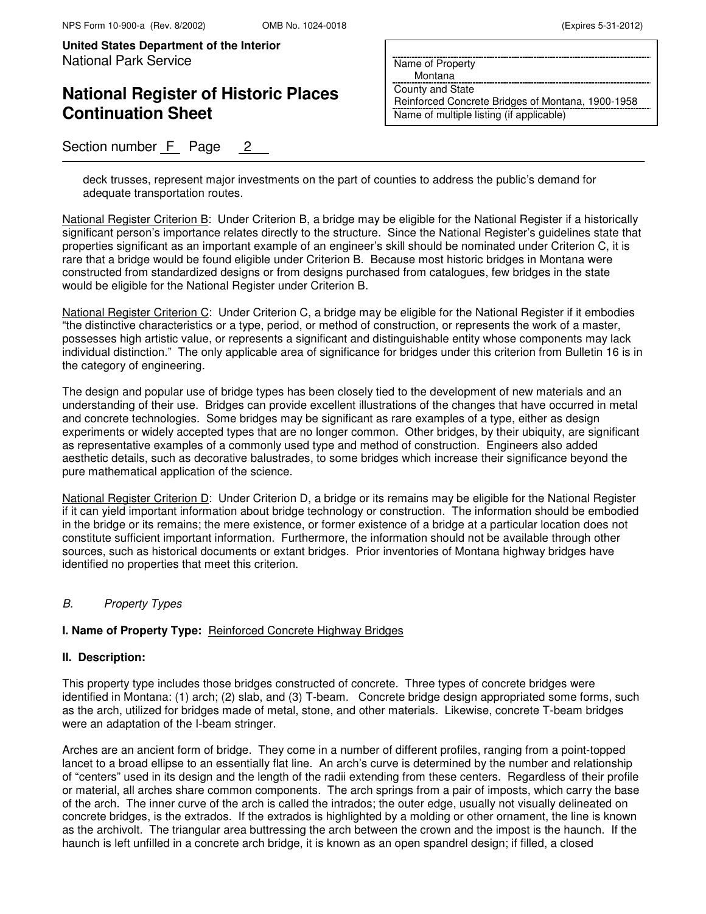deck trusses, represent major investments on the part of counties to address the public's demand for adequate transportation routes.

National Register Criterion B: Under Criterion B, a bridge may be eligible for the National Register if a historically significant person's importance relates directly to the structure. Since the National Register's guidelines state that properties significant as an important example of an engineer's skill should be nominated under Criterion C, it is rare that a bridge would be found eligible under Criterion B. Because most historic bridges in Montana were constructed from standardized designs or from designs purchased from catalogues, few bridges in the state would be eligible for the National Register under Criterion B.

National Register Criterion C: Under Criterion C, a bridge may be eligible for the National Register if it embodies "the distinctive characteristics or a type, period, or method of construction, or represents the work of a master, possesses high artistic value, or represents a significant and distinguishable entity whose components may lack individual distinction." The only applicable area of significance for bridges under this criterion from Bulletin 16 is in the category of engineering.

The design and popular use of bridge types has been closely tied to the development of new materials and an understanding of their use. Bridges can provide excellent illustrations of the changes that have occurred in metal and concrete technologies. Some bridges may be significant as rare examples of a type, either as design experiments or widely accepted types that are no longer common. Other bridges, by their ubiquity, are significant as representative examples of a commonly used type and method of construction. Engineers also added aesthetic details, such as decorative balustrades, to some bridges which increase their significance beyond the pure mathematical application of the science.

National Register Criterion D: Under Criterion D, a bridge or its remains may be eligible for the National Register if it can yield important information about bridge technology or construction. The information should be embodied in the bridge or its remains; the mere existence, or former existence of a bridge at a particular location does not constitute sufficient important information. Furthermore, the information should not be available through other sources, such as historical documents or extant bridges. Prior inventories of Montana highway bridges have identified no properties that meet this criterion.

*B. Property Types*

**I. Name of Property Type:** Reinforced Concrete Highway Bridges

**II. Description:**

This property type includes those bridges constructed of concrete. Three types of concrete bridges were identified in Montana: (1) arch; (2) slab, and (3) T-beam. Concrete bridge design appropriated some forms, such as the arch, utilized for bridges made of metal, stone, and other materials. Likewise, concrete T-beam bridges were an adaptation of the I-beam stringer.

Arches are an ancient form of bridge. They come in a number of different profiles, ranging from a point-topped lancet to a broad ellipse to an essentially flat line. An arch's curve is determined by the number and relationship of "centers" used in its design and the length of the radii extending from these centers. Regardless of their profile or material, all arches share common components. The arch springs from a pair of imposts, which carry the base of the arch. The inner curve of the arch is called the intrados; the outer edge, usually not visually delineated on concrete bridges, is the extrados. If the extrados is highlighted by a molding or other ornament, the line is known as the archivolt. The triangular area buttressing the arch between the crown and the impost is the haunch. If the haunch is left unfilled in a concrete arch bridge, it is known as an open spandrel design; if filled, a closed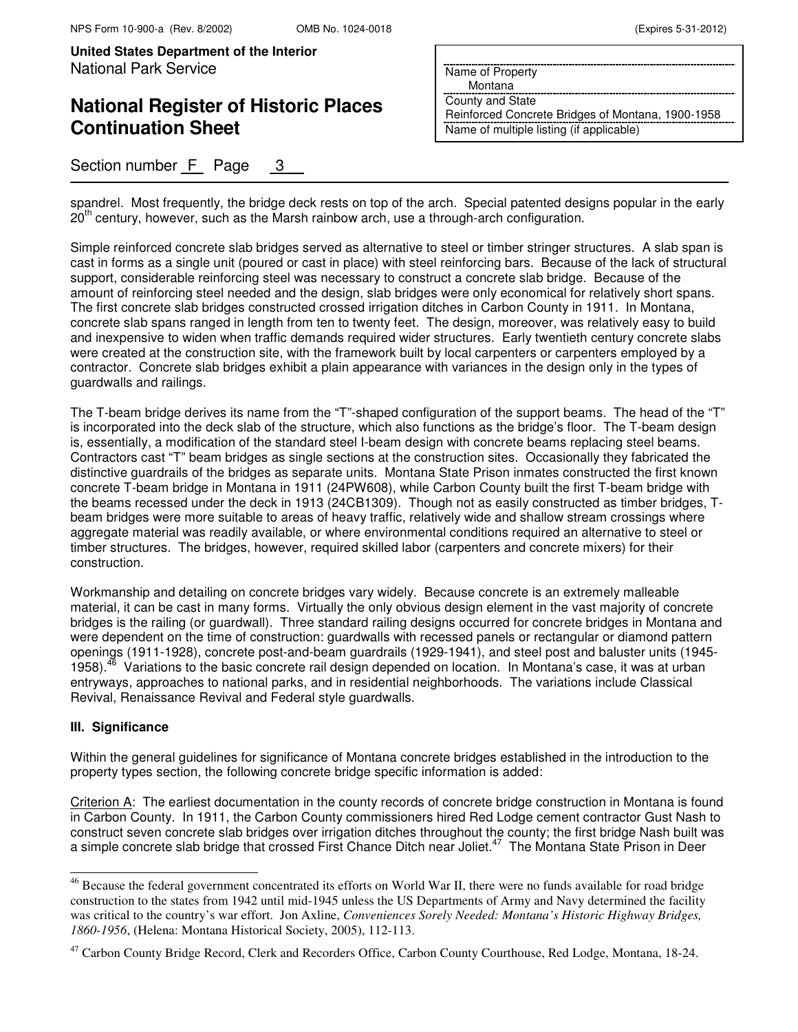spandrel. Most frequently, the bridge deck rests on top of the arch. Special patented designs popular in the early 20th century, however, such as the Marsh rainbow arch, use a through-arch configuration.

Simple reinforced concrete slab bridges served as alternative to steel or timber stringer structures. A slab span is cast in forms as a single unit (poured or cast in place) with steel reinforcing bars. Because of the lack of structural support, considerable reinforcing steel was necessary to construct a concrete slab bridge. Because of the amount of reinforcing steel needed and the design, slab bridges were only economical for relatively short spans. The first concrete slab bridges constructed crossed irrigation ditches in Carbon County in 1911. In Montana, concrete slab spans ranged in length from ten to twenty feet. The design, moreover, was relatively easy to build and inexpensive to widen when traffic demands required wider structures. Early twentieth century concrete slabs were created at the construction site, with the framework built by local carpenters or carpenters employed by a contractor. Concrete slab bridges exhibit a plain appearance with variances in the design only in the types of guardwalls and railings.

The T-beam bridge derives its name from the "T"-shaped configuration of the support beams. The head of the "T" is incorporated into the deck slab of the structure, which also functions as the bridge's floor. The T-beam design is, essentially, a modification of the standard steel I-beam design with concrete beams replacing steel beams. Contractors cast "T" beam bridges as single sections at the construction sites. Occasionally they fabricated the distinctive guardrails of the bridges as separate units. Montana State Prison inmates constructed the first known concrete T-beam bridge in Montana in 1911 (24PW608), while Carbon County built the first T-beam bridge with the beams recessed under the deck in 1913 (24CB1309). Though not as easily constructed as timber bridges, T-beam bridges were more suitable to areas of heavy traffic, relatively wide and shallow stream crossings where aggregate material was readily available, or where environmental conditions required an alternative to steel or timber structures. The bridges, however, required skilled labor (carpenters and concrete mixers) for their construction.

Workmanship and detailing on concrete bridges vary widely. Because concrete is an extremely malleable material, it can be cast in many forms. Virtually the only obvious design element in the vast majority of concrete bridges is the railing (or guardwall). Three standard railing designs occurred for concrete bridges in Montana and were dependent on the time of construction: guardwalls with recessed panels or rectangular or diamond pattern openings (1911-1928), concrete post-and-beam guardrails (1929-1941), and steel post and baluster units (1945-1958).[46] Variations to the basic concrete rail design depended on location. In Montana's case, it was at urban entryways, approaches to national parks, and in residential neighborhoods. The variations include Classical Revival, Renaissance Revival and Federal style guardwalls.

### III. Significance

Within the general guidelines for significance of Montana concrete bridges established in the introduction to the property types section, the following concrete bridge specific information is added:

Criterion A: The earliest documentation in the county records of concrete bridge construction in Montana is found in Carbon County. In 1911, the Carbon County commissioners hired Red Lodge cement contractor Gust Nash to construct seven concrete slab bridges over irrigation ditches throughout the county; the first bridge Nash built was a simple concrete slab bridge that crossed First Chance Ditch near Joliet.[47] The Montana State Prison in Deer

---

[46] Because the federal government concentrated its efforts on World War II, there were no funds available for road bridge construction to the states from 1942 until mid-1945 unless the US Departments of Army and Navy determined the facility was critical to the country's war effort. Jon Axline, *Conveniences Sorely Needed: Montana's Historic Highway Bridges, 1860-1956*, (Helena: Montana Historical Society, 2005), 112-113.

[47] Carbon County Bridge Record, Clerk and Recorders Office, Carbon County Courthouse, Red Lodge, Montana, 18-24.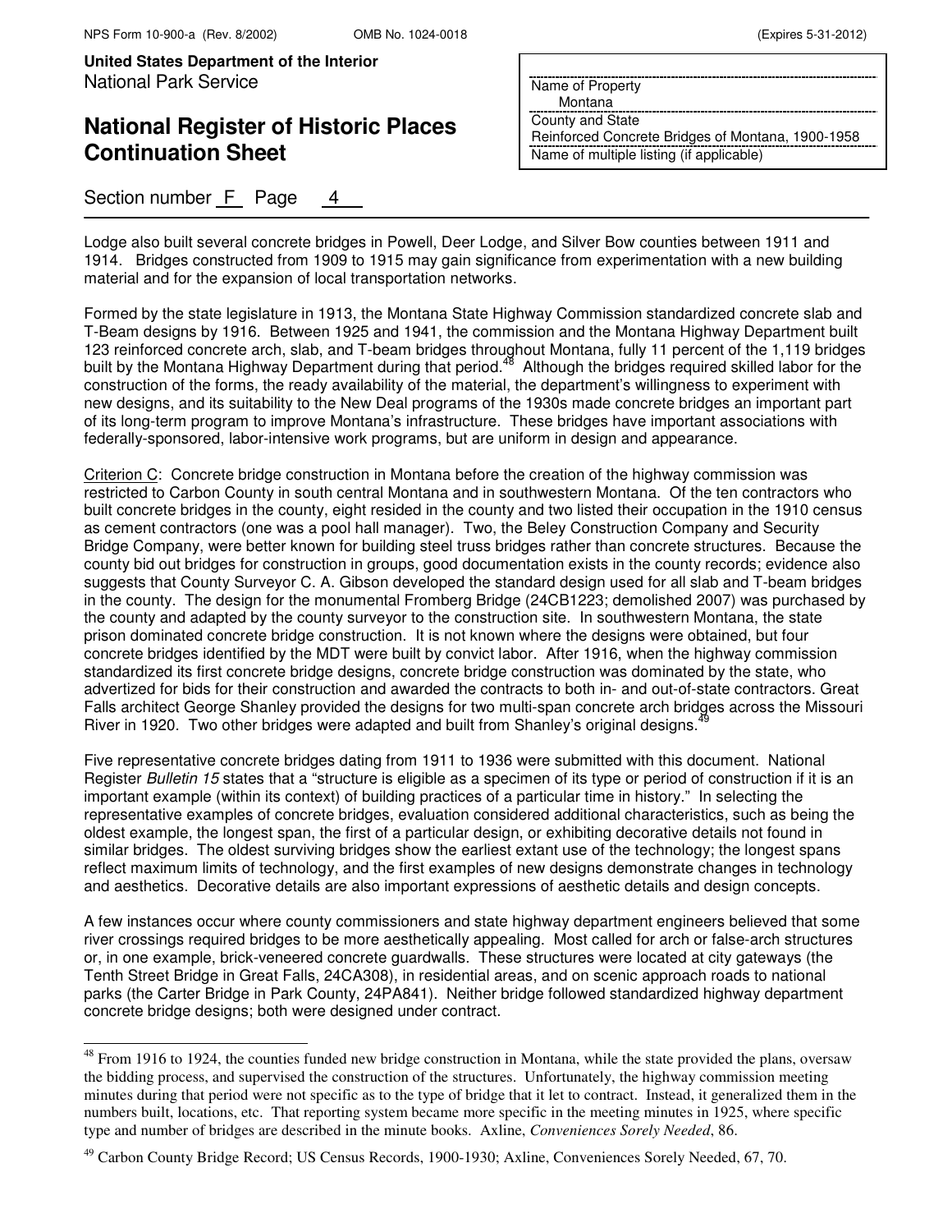Lodge also built several concrete bridges in Powell, Deer Lodge, and Silver Bow counties between 1911 and 1914. Bridges constructed from 1909 to 1915 may gain significance from experimentation with a new building material and for the expansion of local transportation networks.

Formed by the state legislature in 1913, the Montana State Highway Commission standardized concrete slab and T-Beam designs by 1916. Between 1925 and 1941, the commission and the Montana Highway Department built 123 reinforced concrete arch, slab, and T-beam bridges throughout Montana, fully 11 percent of the 1,119 bridges built by the Montana Highway Department during that period.[48] Although the bridges required skilled labor for the construction of the forms, the ready availability of the material, the department's willingness to experiment with new designs, and its suitability to the New Deal programs of the 1930s made concrete bridges an important part of its long-term program to improve Montana's infrastructure. These bridges have important associations with federally-sponsored, labor-intensive work programs, but are uniform in design and appearance.

Criterion C: Concrete bridge construction in Montana before the creation of the highway commission was restricted to Carbon County in south central Montana and in southwestern Montana. Of the ten contractors who built concrete bridges in the county, eight resided in the county and two listed their occupation in the 1910 census as cement contractors (one was a pool hall manager). Two, the Beley Construction Company and Security Bridge Company, were better known for building steel truss bridges rather than concrete structures. Because the county bid out bridges for construction in groups, good documentation exists in the county records; evidence also suggests that County Surveyor C. A. Gibson developed the standard design used for all slab and T-beam bridges in the county. The design for the monumental Fromberg Bridge (24CB1223; demolished 2007) was purchased by the county and adapted by the county surveyor to the construction site. In southwestern Montana, the state prison dominated concrete bridge construction. It is not known where the designs were obtained, but four concrete bridges identified by the MDT were built by convict labor. After 1916, when the highway commission standardized its first concrete bridge designs, concrete bridge construction was dominated by the state, who advertized for bids for their construction and awarded the contracts to both in- and out-of-state contractors. Great Falls architect George Shanley provided the designs for two multi-span concrete arch bridges across the Missouri River in 1920. Two other bridges were adapted and built from Shanley's original designs.[49]

Five representative concrete bridges dating from 1911 to 1936 were submitted with this document. National Register *Bulletin 15* states that a "structure is eligible as a specimen of its type or period of construction if it is an important example (within its context) of building practices of a particular time in history." In selecting the representative examples of concrete bridges, evaluation considered additional characteristics, such as being the oldest example, the longest span, the first of a particular design, or exhibiting decorative details not found in similar bridges. The oldest surviving bridges show the earliest extant use of the technology; the longest spans reflect maximum limits of technology, and the first examples of new designs demonstrate changes in technology and aesthetics. Decorative details are also important expressions of aesthetic details and design concepts.

A few instances occur where county commissioners and state highway department engineers believed that some river crossings required bridges to be more aesthetically appealing. Most called for arch or false-arch structures or, in one example, brick-veneered concrete guardwalls. These structures were located at city gateways (the Tenth Street Bridge in Great Falls, 24CA308), in residential areas, and on scenic approach roads to national parks (the Carter Bridge in Park County, 24PA841). Neither bridge followed standardized highway department concrete bridge designs; both were designed under contract.

---

[48] From 1916 to 1924, the counties funded new bridge construction in Montana, while the state provided the plans, oversaw the bidding process, and supervised the construction of the structures. Unfortunately, the highway commission meeting minutes during that period were not specific as to the type of bridge that it let to contract. Instead, it generalized them in the numbers built, locations, etc. That reporting system became more specific in the meeting minutes in 1925, where specific type and number of bridges are described in the minute books. Axline, *Conveniences Sorely Needed*, 86.

[49] Carbon County Bridge Record; US Census Records, 1900-1930; Axline, Conveniences Sorely Needed, 67, 70.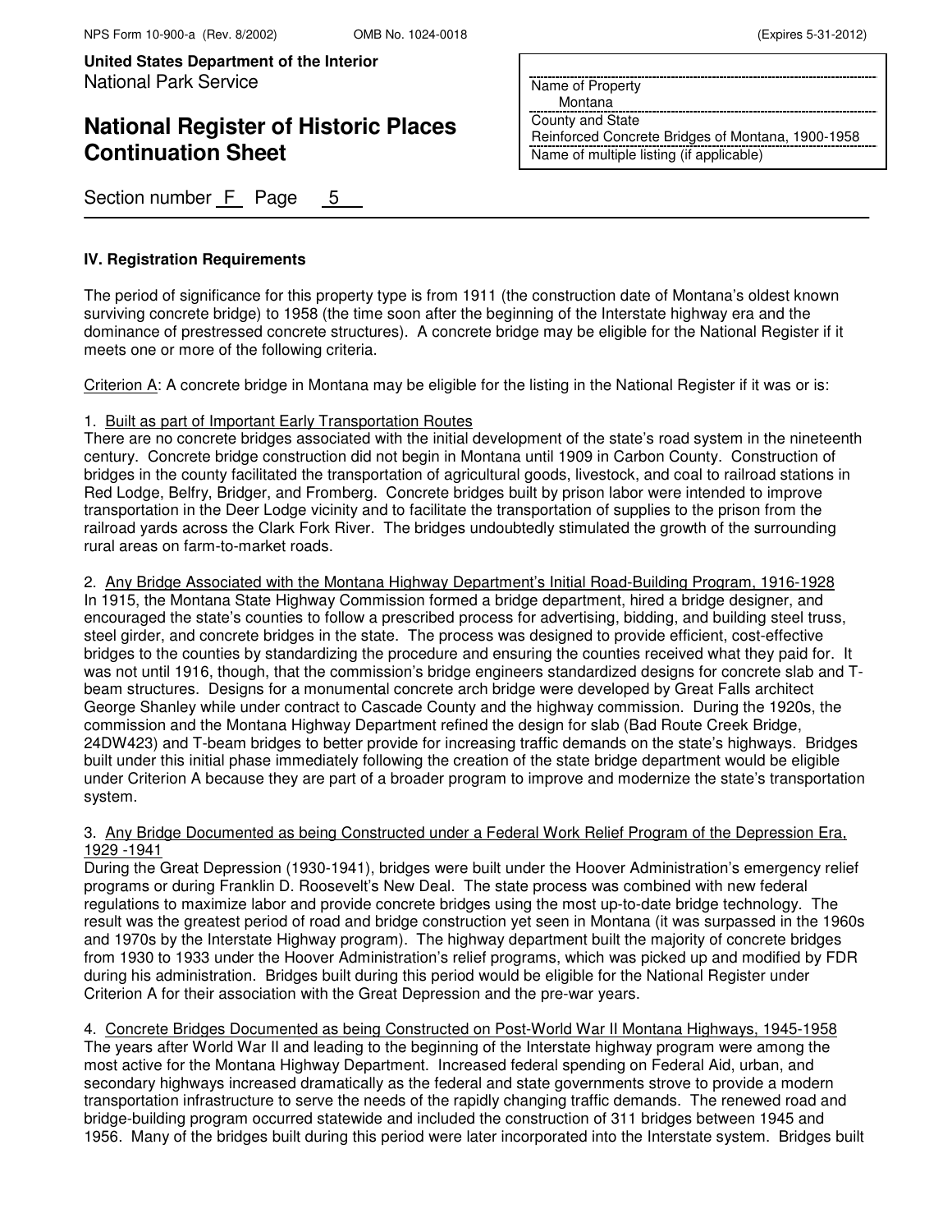### IV. Registration Requirements

The period of significance for this property type is from 1911 (the construction date of Montana's oldest known surviving concrete bridge) to 1958 (the time soon after the beginning of the Interstate highway era and the dominance of prestressed concrete structures). A concrete bridge may be eligible for the National Register if it meets one or more of the following criteria.

Criterion A: A concrete bridge in Montana may be eligible for the listing in the National Register if it was or is:

1. Built as part of Important Early Transportation Routes
There are no concrete bridges associated with the initial development of the state's road system in the nineteenth century. Concrete bridge construction did not begin in Montana until 1909 in Carbon County. Construction of bridges in the county facilitated the transportation of agricultural goods, livestock, and coal to railroad stations in Red Lodge, Belfry, Bridger, and Fromberg. Concrete bridges built by prison labor were intended to improve transportation in the Deer Lodge vicinity and to facilitate the transportation of supplies to the prison from the railroad yards across the Clark Fork River. The bridges undoubtedly stimulated the growth of the surrounding rural areas on farm-to-market roads.

2. Any Bridge Associated with the Montana Highway Department's Initial Road-Building Program, 1916-1928
In 1915, the Montana State Highway Commission formed a bridge department, hired a bridge designer, and encouraged the state's counties to follow a prescribed process for advertising, bidding, and building steel truss, steel girder, and concrete bridges in the state. The process was designed to provide efficient, cost-effective bridges to the counties by standardizing the procedure and ensuring the counties received what they paid for. It was not until 1916, though, that the commission's bridge engineers standardized designs for concrete slab and T-beam structures. Designs for a monumental concrete arch bridge were developed by Great Falls architect George Shanley while under contract to Cascade County and the highway commission. During the 1920s, the commission and the Montana Highway Department refined the design for slab (Bad Route Creek Bridge, 24DW423) and T-beam bridges to better provide for increasing traffic demands on the state's highways. Bridges built under this initial phase immediately following the creation of the state bridge department would be eligible under Criterion A because they are part of a broader program to improve and modernize the state's transportation system.

3. Any Bridge Documented as being Constructed under a Federal Work Relief Program of the Depression Era, 1929 -1941
During the Great Depression (1930-1941), bridges were built under the Hoover Administration's emergency relief programs or during Franklin D. Roosevelt's New Deal. The state process was combined with new federal regulations to maximize labor and provide concrete bridges using the most up-to-date bridge technology. The result was the greatest period of road and bridge construction yet seen in Montana (it was surpassed in the 1960s and 1970s by the Interstate Highway program). The highway department built the majority of concrete bridges from 1930 to 1933 under the Hoover Administration's relief programs, which was picked up and modified by FDR during his administration. Bridges built during this period would be eligible for the National Register under Criterion A for their association with the Great Depression and the pre-war years.

4. Concrete Bridges Documented as being Constructed on Post-World War II Montana Highways, 1945-1958
The years after World War II and leading to the beginning of the Interstate highway program were among the most active for the Montana Highway Department. Increased federal spending on Federal Aid, urban, and secondary highways increased dramatically as the federal and state governments strove to provide a modern transportation infrastructure to serve the needs of the rapidly changing traffic demands. The renewed road and bridge-building program occurred statewide and included the construction of 311 bridges between 1945 and 1956. Many of the bridges built during this period were later incorporated into the Interstate system. Bridges built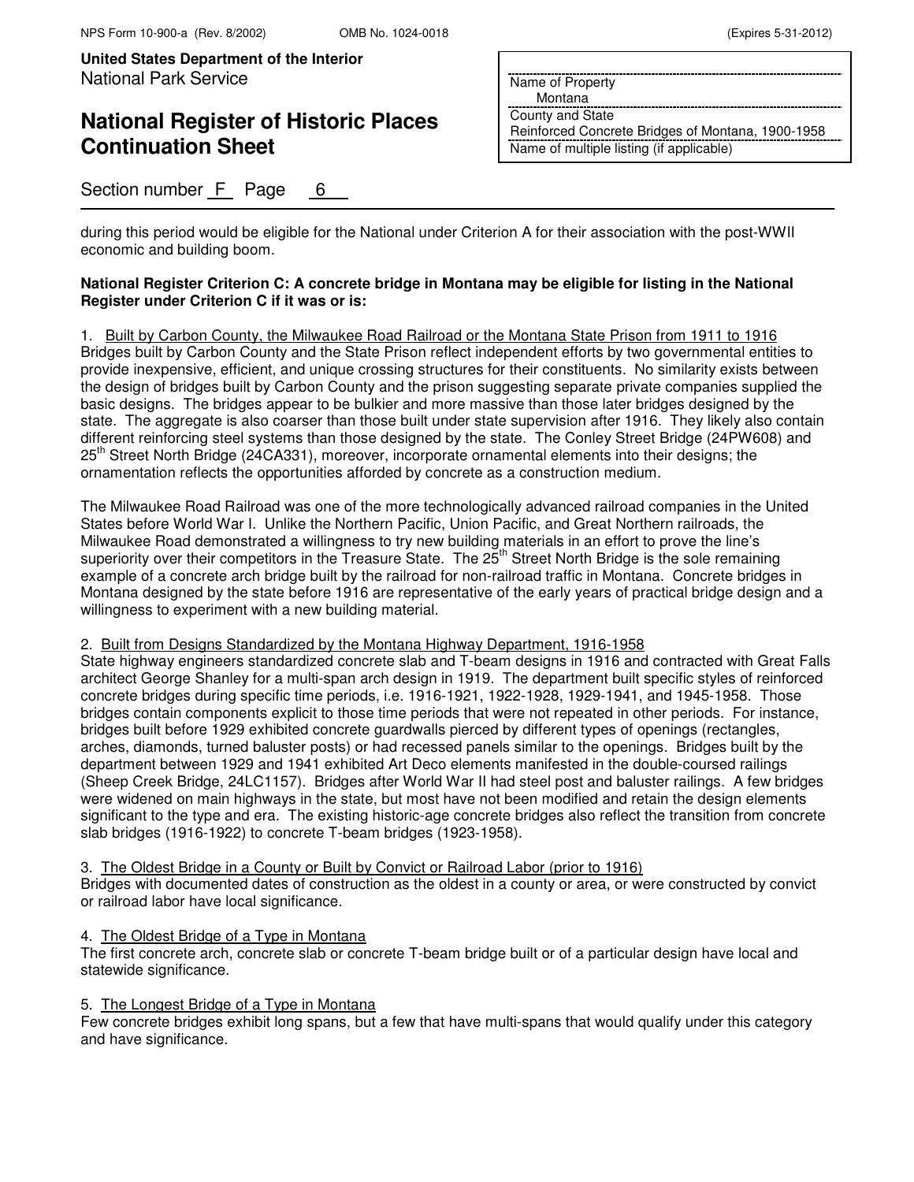during this period would be eligible for the National under Criterion A for their association with the post-WWII economic and building boom.

**National Register Criterion C: A concrete bridge in Montana may be eligible for listing in the National Register under Criterion C if it was or is:**

1. Built by Carbon County, the Milwaukee Road Railroad or the Montana State Prison from 1911 to 1916
Bridges built by Carbon County and the State Prison reflect independent efforts by two governmental entities to provide inexpensive, efficient, and unique crossing structures for their constituents. No similarity exists between the design of bridges built by Carbon County and the prison suggesting separate private companies supplied the basic designs. The bridges appear to be bulkier and more massive than those later bridges designed by the state. The aggregate is also coarser than those built under state supervision after 1916. They likely also contain different reinforcing steel systems than those designed by the state. The Conley Street Bridge (24PW608) and 25th Street North Bridge (24CA331), moreover, incorporate ornamental elements into their designs; the ornamentation reflects the opportunities afforded by concrete as a construction medium.

The Milwaukee Road Railroad was one of the more technologically advanced railroad companies in the United States before World War I. Unlike the Northern Pacific, Union Pacific, and Great Northern railroads, the Milwaukee Road demonstrated a willingness to try new building materials in an effort to prove the line's superiority over their competitors in the Treasure State. The 25th Street North Bridge is the sole remaining example of a concrete arch bridge built by the railroad for non-railroad traffic in Montana. Concrete bridges in Montana designed by the state before 1916 are representative of the early years of practical bridge design and a willingness to experiment with a new building material.

2. Built from Designs Standardized by the Montana Highway Department, 1916-1958
State highway engineers standardized concrete slab and T-beam designs in 1916 and contracted with Great Falls architect George Shanley for a multi-span arch design in 1919. The department built specific styles of reinforced concrete bridges during specific time periods, i.e. 1916-1921, 1922-1928, 1929-1941, and 1945-1958. Those bridges contain components explicit to those time periods that were not repeated in other periods. For instance, bridges built before 1929 exhibited concrete guardwalls pierced by different types of openings (rectangles, arches, diamonds, turned baluster posts) or had recessed panels similar to the openings. Bridges built by the department between 1929 and 1941 exhibited Art Deco elements manifested in the double-coursed railings (Sheep Creek Bridge, 24LC1157). Bridges after World War II had steel post and baluster railings. A few bridges were widened on main highways in the state, but most have not been modified and retain the design elements significant to the type and era. The existing historic-age concrete bridges also reflect the transition from concrete slab bridges (1916-1922) to concrete T-beam bridges (1923-1958).

3. The Oldest Bridge in a County or Built by Convict or Railroad Labor (prior to 1916)
Bridges with documented dates of construction as the oldest in a county or area, or were constructed by convict or railroad labor have local significance.

4. The Oldest Bridge of a Type in Montana
The first concrete arch, concrete slab or concrete T-beam bridge built or of a particular design have local and statewide significance.

5. The Longest Bridge of a Type in Montana
Few concrete bridges exhibit long spans, but a few that have multi-spans that would qualify under this category and have significance.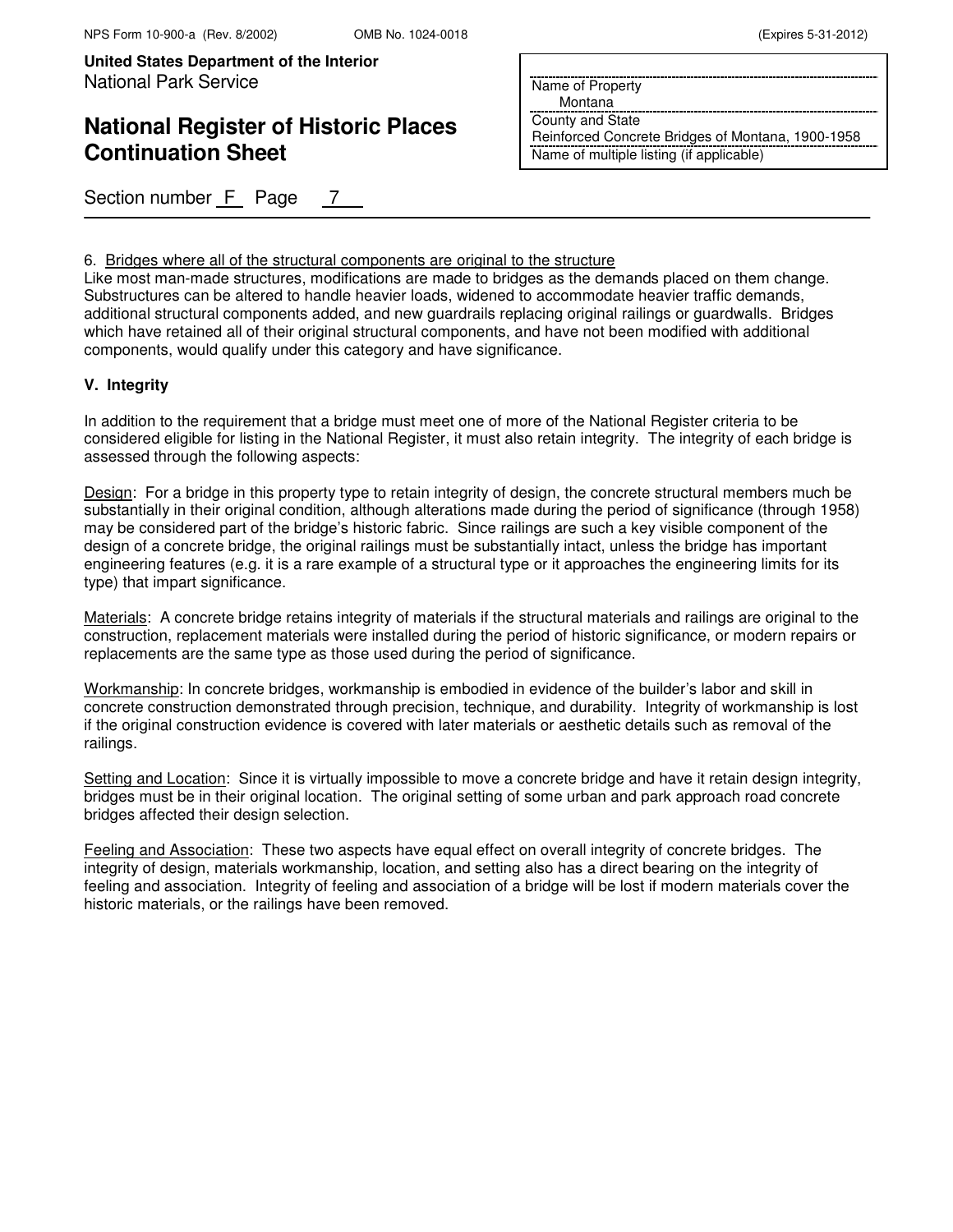6. Bridges where all of the structural components are original to the structure

Like most man-made structures, modifications are made to bridges as the demands placed on them change. Substructures can be altered to handle heavier loads, widened to accommodate heavier traffic demands, additional structural components added, and new guardrails replacing original railings or guardwalls. Bridges which have retained all of their original structural components, and have not been modified with additional components, would qualify under this category and have significance.

## V. Integrity

In addition to the requirement that a bridge must meet one of more of the National Register criteria to be considered eligible for listing in the National Register, it must also retain integrity. The integrity of each bridge is assessed through the following aspects:

Design: For a bridge in this property type to retain integrity of design, the concrete structural members much be substantially in their original condition, although alterations made during the period of significance (through 1958) may be considered part of the bridge's historic fabric. Since railings are such a key visible component of the design of a concrete bridge, the original railings must be substantially intact, unless the bridge has important engineering features (e.g. it is a rare example of a structural type or it approaches the engineering limits for its type) that impart significance.

Materials: A concrete bridge retains integrity of materials if the structural materials and railings are original to the construction, replacement materials were installed during the period of historic significance, or modern repairs or replacements are the same type as those used during the period of significance.

Workmanship: In concrete bridges, workmanship is embodied in evidence of the builder's labor and skill in concrete construction demonstrated through precision, technique, and durability. Integrity of workmanship is lost if the original construction evidence is covered with later materials or aesthetic details such as removal of the railings.

Setting and Location: Since it is virtually impossible to move a concrete bridge and have it retain design integrity, bridges must be in their original location. The original setting of some urban and park approach road concrete bridges affected their design selection.

Feeling and Association: These two aspects have equal effect on overall integrity of concrete bridges. The integrity of design, materials workmanship, location, and setting also has a direct bearing on the integrity of feeling and association. Integrity of feeling and association of a bridge will be lost if modern materials cover the historic materials, or the railings have been removed.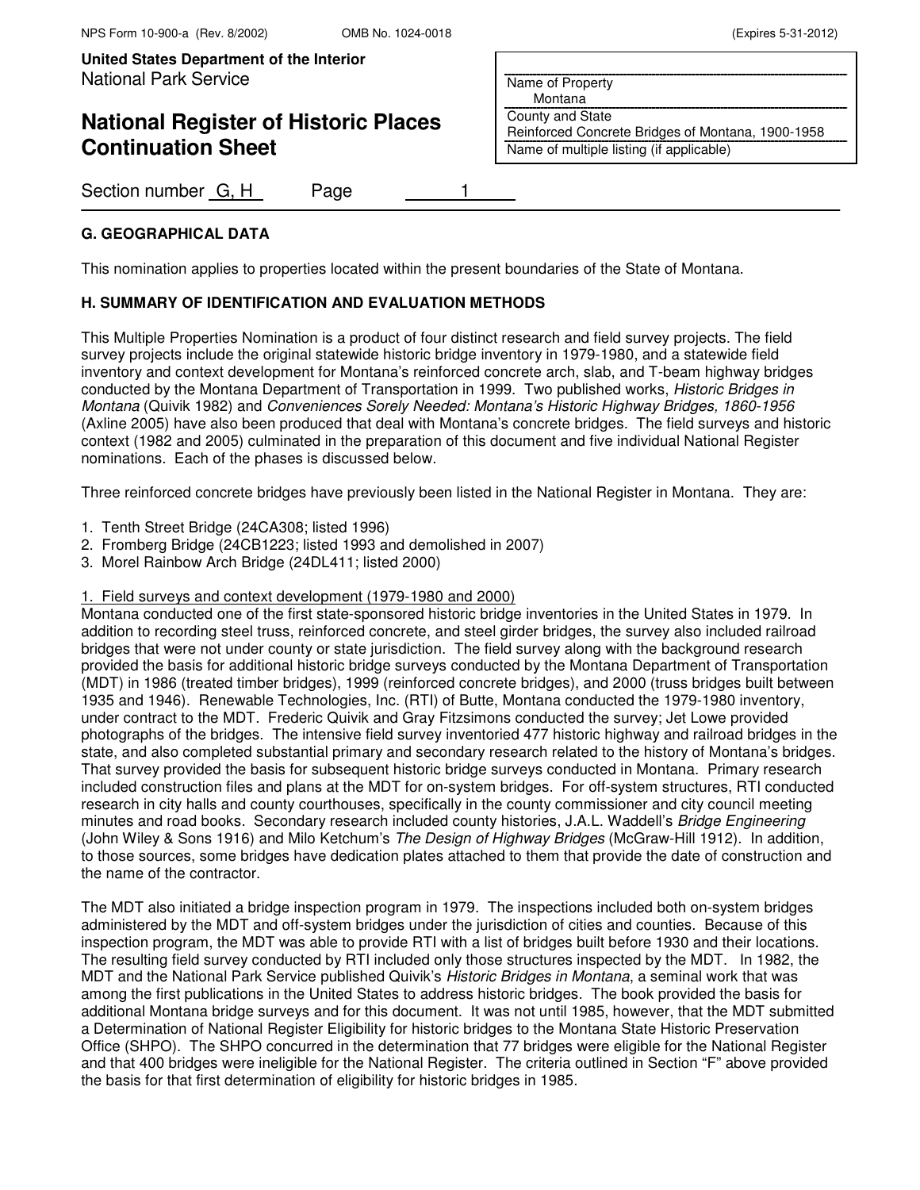## G. GEOGRAPHICAL DATA

This nomination applies to properties located within the present boundaries of the State of Montana.

## H. SUMMARY OF IDENTIFICATION AND EVALUATION METHODS

This Multiple Properties Nomination is a product of four distinct research and field survey projects. The field survey projects include the original statewide historic bridge inventory in 1979-1980, and a statewide field inventory and context development for Montana's reinforced concrete arch, slab, and T-beam highway bridges conducted by the Montana Department of Transportation in 1999. Two published works, *Historic Bridges in Montana* (Quivik 1982) and *Conveniences Sorely Needed: Montana's Historic Highway Bridges, 1860-1956* (Axline 2005) have also been produced that deal with Montana's concrete bridges. The field surveys and historic context (1982 and 2005) culminated in the preparation of this document and five individual National Register nominations. Each of the phases is discussed below.

Three reinforced concrete bridges have previously been listed in the National Register in Montana. They are:

1. Tenth Street Bridge (24CA308; listed 1996)
2. Fromberg Bridge (24CB1223; listed 1993 and demolished in 2007)
3. Morel Rainbow Arch Bridge (24DL411; listed 2000)

<u>1. Field surveys and context development (1979-1980 and 2000)</u>

Montana conducted one of the first state-sponsored historic bridge inventories in the United States in 1979. In addition to recording steel truss, reinforced concrete, and steel girder bridges, the survey also included railroad bridges that were not under county or state jurisdiction. The field survey along with the background research provided the basis for additional historic bridge surveys conducted by the Montana Department of Transportation (MDT) in 1986 (treated timber bridges), 1999 (reinforced concrete bridges), and 2000 (truss bridges built between 1935 and 1946). Renewable Technologies, Inc. (RTI) of Butte, Montana conducted the 1979-1980 inventory, under contract to the MDT. Frederic Quivik and Gray Fitzsimons conducted the survey; Jet Lowe provided photographs of the bridges. The intensive field survey inventoried 477 historic highway and railroad bridges in the state, and also completed substantial primary and secondary research related to the history of Montana's bridges. That survey provided the basis for subsequent historic bridge surveys conducted in Montana. Primary research included construction files and plans at the MDT for on-system bridges. For off-system structures, RTI conducted research in city halls and county courthouses, specifically in the county commissioner and city council meeting minutes and road books. Secondary research included county histories, J.A.L. Waddell's *Bridge Engineering* (John Wiley & Sons 1916) and Milo Ketchum's *The Design of Highway Bridges* (McGraw-Hill 1912). In addition, to those sources, some bridges have dedication plates attached to them that provide the date of construction and the name of the contractor.

The MDT also initiated a bridge inspection program in 1979. The inspections included both on-system bridges administered by the MDT and off-system bridges under the jurisdiction of cities and counties. Because of this inspection program, the MDT was able to provide RTI with a list of bridges built before 1930 and their locations. The resulting field survey conducted by RTI included only those structures inspected by the MDT. In 1982, the MDT and the National Park Service published Quivik's *Historic Bridges in Montana*, a seminal work that was among the first publications in the United States to address historic bridges. The book provided the basis for additional Montana bridge surveys and for this document. It was not until 1985, however, that the MDT submitted a Determination of National Register Eligibility for historic bridges to the Montana State Historic Preservation Office (SHPO). The SHPO concurred in the determination that 77 bridges were eligible for the National Register and that 400 bridges were ineligible for the National Register. The criteria outlined in Section "F" above provided the basis for that first determination of eligibility for historic bridges in 1985.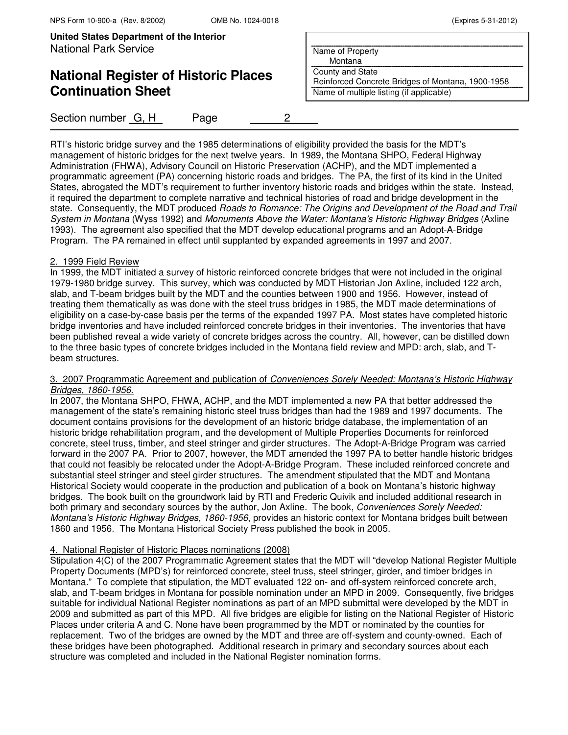RTI's historic bridge survey and the 1985 determinations of eligibility provided the basis for the MDT's management of historic bridges for the next twelve years. In 1989, the Montana SHPO, Federal Highway Administration (FHWA), Advisory Council on Historic Preservation (ACHP), and the MDT implemented a programmatic agreement (PA) concerning historic roads and bridges. The PA, the first of its kind in the United States, abrogated the MDT's requirement to further inventory historic roads and bridges within the state. Instead, it required the department to complete narrative and technical histories of road and bridge development in the state. Consequently, the MDT produced *Roads to Romance: The Origins and Development of the Road and Trail System in Montana* (Wyss 1992) and *Monuments Above the Water: Montana's Historic Highway Bridges* (Axline 1993). The agreement also specified that the MDT develop educational programs and an Adopt-A-Bridge Program. The PA remained in effect until supplanted by expanded agreements in 1997 and 2007.

2. 1999 Field Review

In 1999, the MDT initiated a survey of historic reinforced concrete bridges that were not included in the original 1979-1980 bridge survey. This survey, which was conducted by MDT Historian Jon Axline, included 122 arch, slab, and T-beam bridges built by the MDT and the counties between 1900 and 1956. However, instead of treating them thematically as was done with the steel truss bridges in 1985, the MDT made determinations of eligibility on a case-by-case basis per the terms of the expanded 1997 PA. Most states have completed historic bridge inventories and have included reinforced concrete bridges in their inventories. The inventories that have been published reveal a wide variety of concrete bridges across the country. All, however, can be distilled down to the three basic types of concrete bridges included in the Montana field review and MPD: arch, slab, and T-beam structures.

3. 2007 Programmatic Agreement and publication of *Conveniences Sorely Needed: Montana's Historic Highway Bridges, 1860-1956.*

In 2007, the Montana SHPO, FHWA, ACHP, and the MDT implemented a new PA that better addressed the management of the state's remaining historic steel truss bridges than had the 1989 and 1997 documents. The document contains provisions for the development of an historic bridge database, the implementation of an historic bridge rehabilitation program, and the development of Multiple Properties Documents for reinforced concrete, steel truss, timber, and steel stringer and girder structures. The Adopt-A-Bridge Program was carried forward in the 2007 PA. Prior to 2007, however, the MDT amended the 1997 PA to better handle historic bridges that could not feasibly be relocated under the Adopt-A-Bridge Program. These included reinforced concrete and substantial steel stringer and steel girder structures. The amendment stipulated that the MDT and Montana Historical Society would cooperate in the production and publication of a book on Montana's historic highway bridges. The book built on the groundwork laid by RTI and Frederic Quivik and included additional research in both primary and secondary sources by the author, Jon Axline. The book, *Conveniences Sorely Needed: Montana's Historic Highway Bridges, 1860-1956*, provides an historic context for Montana bridges built between 1860 and 1956. The Montana Historical Society Press published the book in 2005.

4. National Register of Historic Places nominations (2008)

Stipulation 4(C) of the 2007 Programmatic Agreement states that the MDT will "develop National Register Multiple Property Documents (MPD's) for reinforced concrete, steel truss, steel stringer, girder, and timber bridges in Montana." To complete that stipulation, the MDT evaluated 122 on- and off-system reinforced concrete arch, slab, and T-beam bridges in Montana for possible nomination under an MPD in 2009. Consequently, five bridges suitable for individual National Register nominations as part of an MPD submittal were developed by the MDT in 2009 and submitted as part of this MPD. All five bridges are eligible for listing on the National Register of Historic Places under criteria A and C. None have been programmed by the MDT or nominated by the counties for replacement. Two of the bridges are owned by the MDT and three are off-system and county-owned. Each of these bridges have been photographed. Additional research in primary and secondary sources about each structure was completed and included in the National Register nomination forms.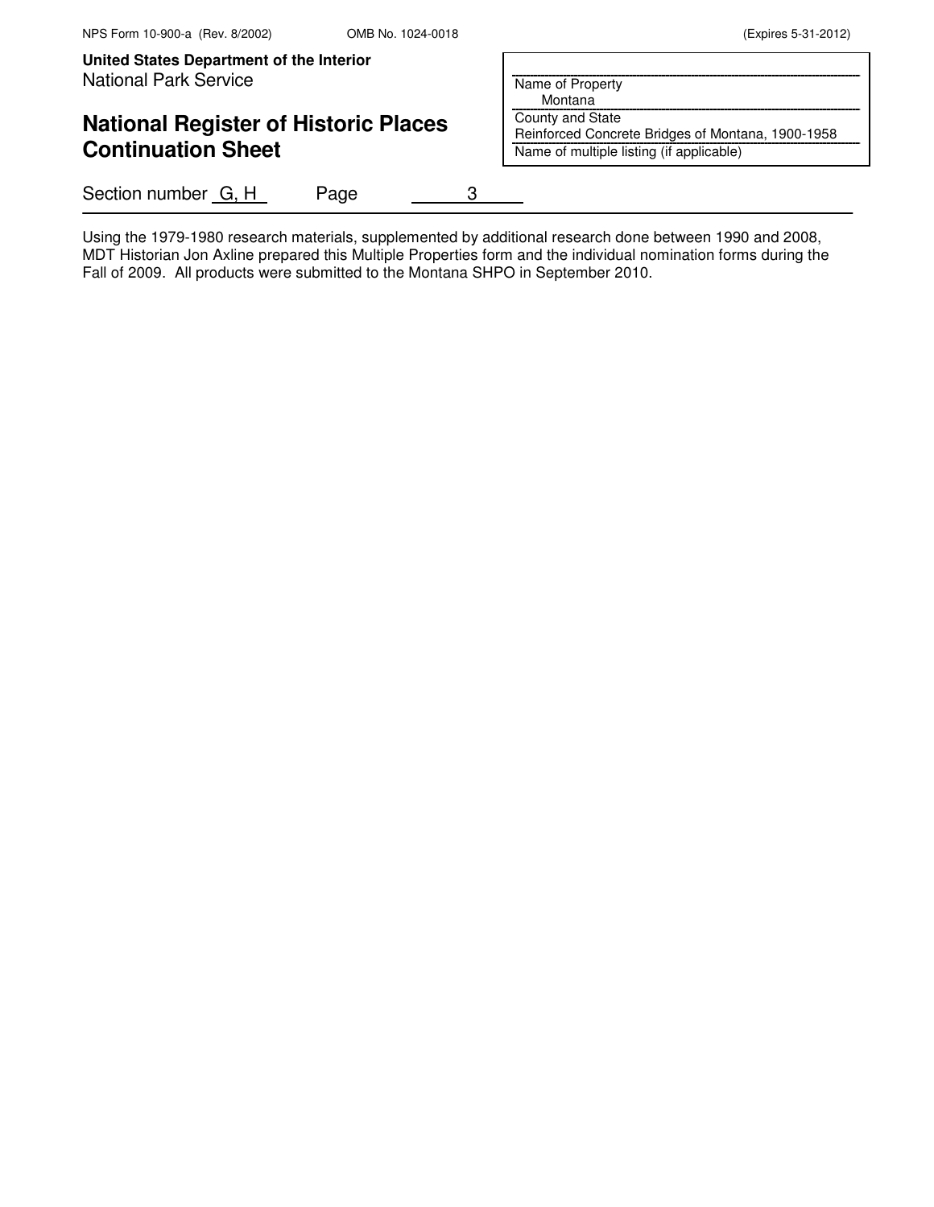Section number G, H Page 3

Using the 1979-1980 research materials, supplemented by additional research done between 1990 and 2008, MDT Historian Jon Axline prepared this Multiple Properties form and the individual nomination forms during the Fall of 2009. All products were submitted to the Montana SHPO in September 2010.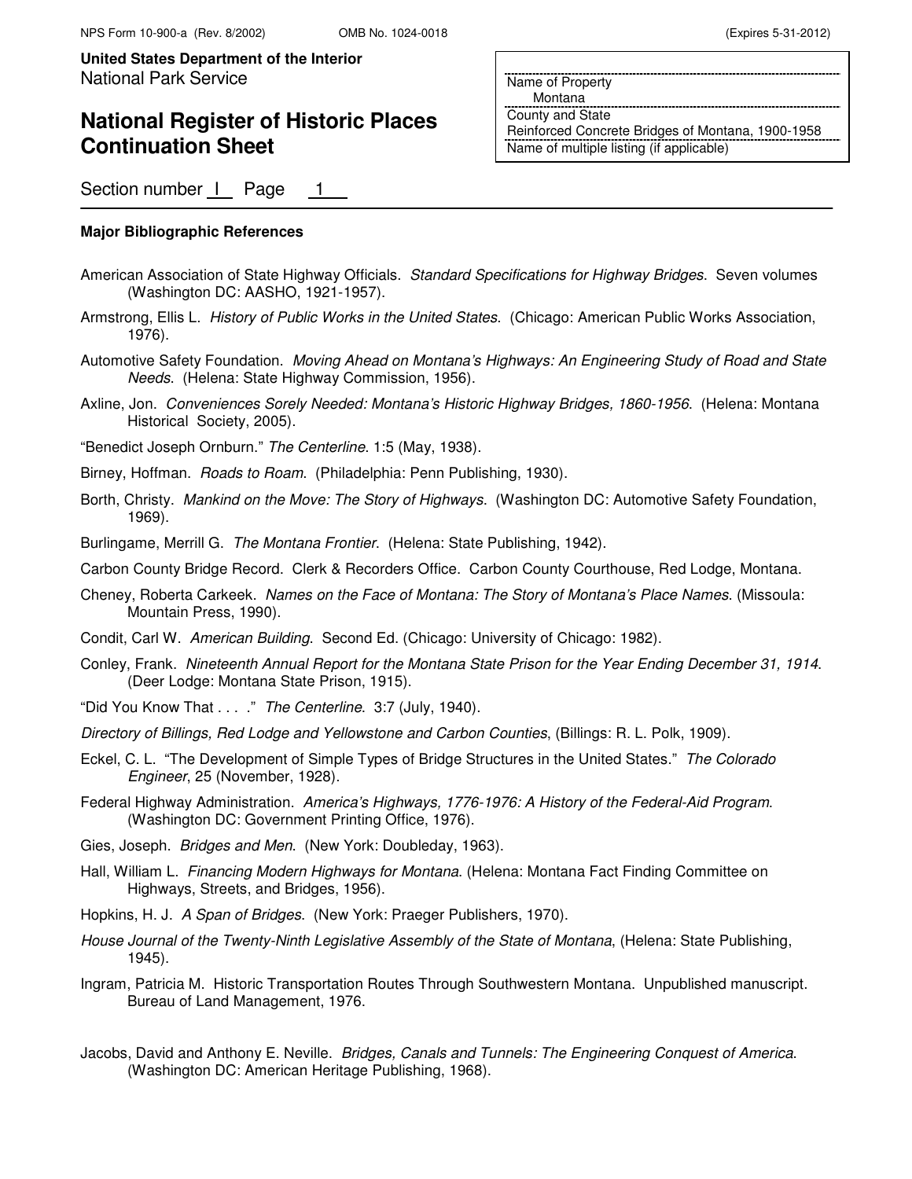**Major Bibliographic References**

American Association of State Highway Officials. *Standard Specifications for Highway Bridges*. Seven volumes (Washington DC: AASHO, 1921-1957).

Armstrong, Ellis L. *History of Public Works in the United States*. (Chicago: American Public Works Association, 1976).

Automotive Safety Foundation. *Moving Ahead on Montana's Highways: An Engineering Study of Road and State Needs*. (Helena: State Highway Commission, 1956).

Axline, Jon. *Conveniences Sorely Needed: Montana's Historic Highway Bridges, 1860-1956*. (Helena: Montana Historical Society, 2005).

"Benedict Joseph Ornburn." *The Centerline*. 1:5 (May, 1938).

Birney, Hoffman. *Roads to Roam*. (Philadelphia: Penn Publishing, 1930).

Borth, Christy. *Mankind on the Move: The Story of Highways*. (Washington DC: Automotive Safety Foundation, 1969).

Burlingame, Merrill G. *The Montana Frontier*. (Helena: State Publishing, 1942).

Carbon County Bridge Record. Clerk & Recorders Office. Carbon County Courthouse, Red Lodge, Montana.

Cheney, Roberta Carkeek. *Names on the Face of Montana: The Story of Montana's Place Names*. (Missoula: Mountain Press, 1990).

Condit, Carl W. *American Building*. Second Ed. (Chicago: University of Chicago: 1982).

Conley, Frank. *Nineteenth Annual Report for the Montana State Prison for the Year Ending December 31, 1914*. (Deer Lodge: Montana State Prison, 1915).

"Did You Know That . . . ." *The Centerline*. 3:7 (July, 1940).

*Directory of Billings, Red Lodge and Yellowstone and Carbon Counties*, (Billings: R. L. Polk, 1909).

Eckel, C. L. "The Development of Simple Types of Bridge Structures in the United States." *The Colorado Engineer*, 25 (November, 1928).

Federal Highway Administration. *America's Highways, 1776-1976: A History of the Federal-Aid Program*. (Washington DC: Government Printing Office, 1976).

Gies, Joseph. *Bridges and Men*. (New York: Doubleday, 1963).

Hall, William L. *Financing Modern Highways for Montana*. (Helena: Montana Fact Finding Committee on Highways, Streets, and Bridges, 1956).

Hopkins, H. J. *A Span of Bridges*. (New York: Praeger Publishers, 1970).

*House Journal of the Twenty-Ninth Legislative Assembly of the State of Montana*, (Helena: State Publishing, 1945).

Ingram, Patricia M. Historic Transportation Routes Through Southwestern Montana. Unpublished manuscript. Bureau of Land Management, 1976.

Jacobs, David and Anthony E. Neville. *Bridges, Canals and Tunnels: The Engineering Conquest of America*. (Washington DC: American Heritage Publishing, 1968).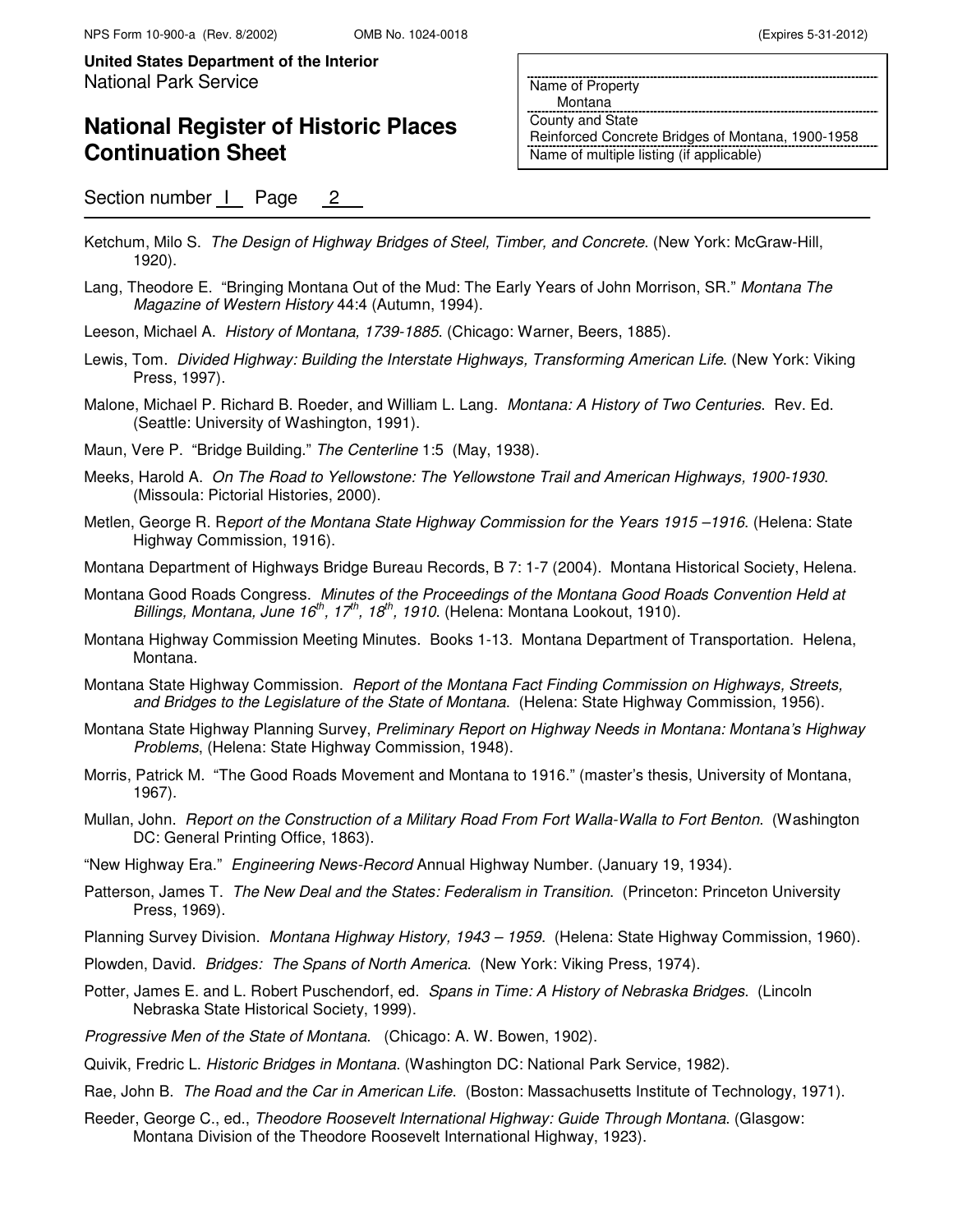**United States Department of the Interior**
National Park Service

# National Register of Historic Places Continuation Sheet

| |
|---|
| Name of Property: Montana |
| County and State: Reinforced Concrete Bridges of Montana, 1900-1958 |
| Name of multiple listing (if applicable) |

Section number I Page 2

Ketchum, Milo S. *The Design of Highway Bridges of Steel, Timber, and Concrete*. (New York: McGraw-Hill, 1920).

Lang, Theodore E. "Bringing Montana Out of the Mud: The Early Years of John Morrison, SR." *Montana The Magazine of Western History* 44:4 (Autumn, 1994).

Leeson, Michael A. *History of Montana, 1739-1885*. (Chicago: Warner, Beers, 1885).

Lewis, Tom. *Divided Highway: Building the Interstate Highways, Transforming American Life*. (New York: Viking Press, 1997).

Malone, Michael P. Richard B. Roeder, and William L. Lang. *Montana: A History of Two Centuries*. Rev. Ed. (Seattle: University of Washington, 1991).

Maun, Vere P. "Bridge Building." *The Centerline* 1:5 (May, 1938).

Meeks, Harold A. *On The Road to Yellowstone: The Yellowstone Trail and American Highways, 1900-1930*. (Missoula: Pictorial Histories, 2000).

Metlen, George R. R*eport of the Montana State Highway Commission for the Years 1915 –1916*. (Helena: State Highway Commission, 1916).

Montana Department of Highways Bridge Bureau Records, B 7: 1-7 (2004). Montana Historical Society, Helena.

Montana Good Roads Congress. *Minutes of the Proceedings of the Montana Good Roads Convention Held at Billings, Montana, June 16th, 17th, 18th, 1910*. (Helena: Montana Lookout, 1910).

Montana Highway Commission Meeting Minutes. Books 1-13. Montana Department of Transportation. Helena, Montana.

Montana State Highway Commission. *Report of the Montana Fact Finding Commission on Highways, Streets, and Bridges to the Legislature of the State of Montana*. (Helena: State Highway Commission, 1956).

Montana State Highway Planning Survey, *Preliminary Report on Highway Needs in Montana: Montana's Highway Problems*, (Helena: State Highway Commission, 1948).

Morris, Patrick M. "The Good Roads Movement and Montana to 1916." (master's thesis, University of Montana, 1967).

Mullan, John. *Report on the Construction of a Military Road From Fort Walla-Walla to Fort Benton*. (Washington DC: General Printing Office, 1863).

"New Highway Era." *Engineering News-Record* Annual Highway Number. (January 19, 1934).

Patterson, James T. *The New Deal and the States: Federalism in Transition*. (Princeton: Princeton University Press, 1969).

Planning Survey Division. *Montana Highway History, 1943 – 1959*. (Helena: State Highway Commission, 1960).

Plowden, David. *Bridges: The Spans of North America*. (New York: Viking Press, 1974).

Potter, James E. and L. Robert Puschendorf, ed. *Spans in Time: A History of Nebraska Bridges*. (Lincoln Nebraska State Historical Society, 1999).

*Progressive Men of the State of Montana*. (Chicago: A. W. Bowen, 1902).

Quivik, Fredric L. *Historic Bridges in Montana*. (Washington DC: National Park Service, 1982).

Rae, John B. *The Road and the Car in American Life*. (Boston: Massachusetts Institute of Technology, 1971).

Reeder, George C., ed., *Theodore Roosevelt International Highway: Guide Through Montana*. (Glasgow: Montana Division of the Theodore Roosevelt International Highway, 1923).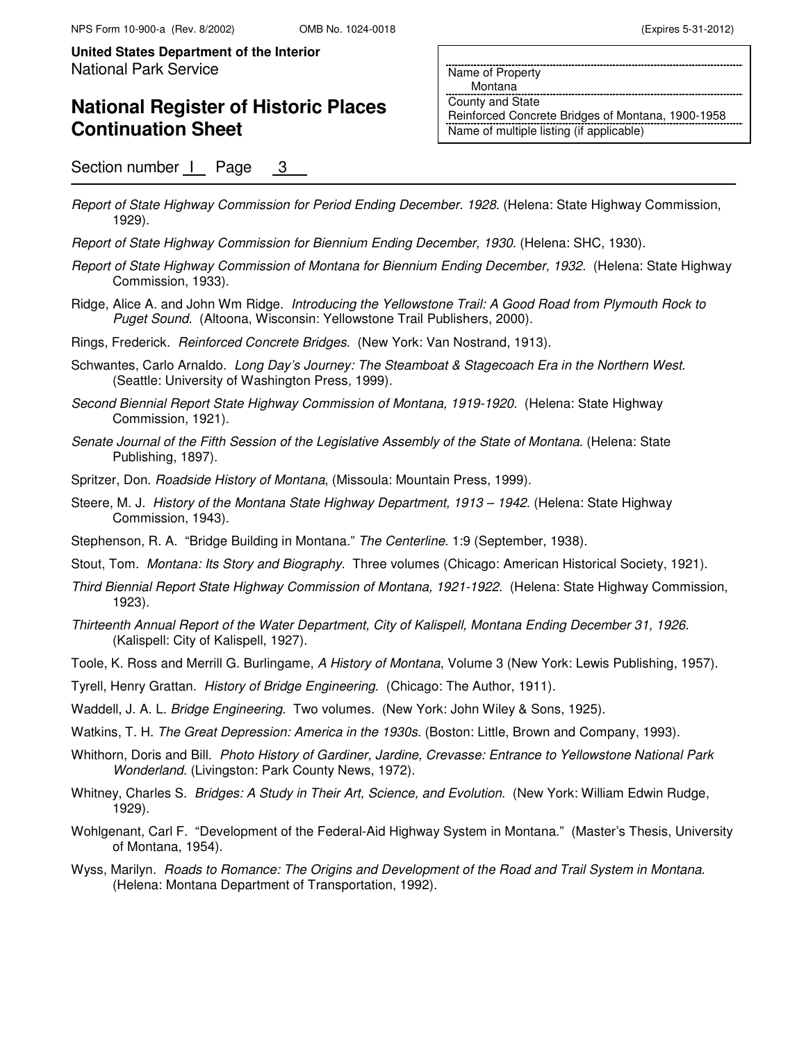*Report of State Highway Commission for Period Ending December. 1928*. (Helena: State Highway Commission, 1929).

*Report of State Highway Commission for Biennium Ending December, 1930*. (Helena: SHC, 1930).

*Report of State Highway Commission of Montana for Biennium Ending December, 1932*. (Helena: State Highway Commission, 1933).

Ridge, Alice A. and John Wm Ridge. *Introducing the Yellowstone Trail: A Good Road from Plymouth Rock to Puget Sound*. (Altoona, Wisconsin: Yellowstone Trail Publishers, 2000).

Rings, Frederick. *Reinforced Concrete Bridges*. (New York: Van Nostrand, 1913).

Schwantes, Carlo Arnaldo. *Long Day's Journey: The Steamboat & Stagecoach Era in the Northern West*. (Seattle: University of Washington Press, 1999).

*Second Biennial Report State Highway Commission of Montana, 1919-1920*. (Helena: State Highway Commission, 1921).

*Senate Journal of the Fifth Session of the Legislative Assembly of the State of Montana*. (Helena: State Publishing, 1897).

Spritzer, Don. *Roadside History of Montana*, (Missoula: Mountain Press, 1999).

Steere, M. J. *History of the Montana State Highway Department, 1913 – 1942*. (Helena: State Highway Commission, 1943).

Stephenson, R. A. "Bridge Building in Montana." *The Centerline.* 1:9 (September, 1938).

Stout, Tom. *Montana: Its Story and Biography*. Three volumes (Chicago: American Historical Society, 1921).

*Third Biennial Report State Highway Commission of Montana, 1921-1922*. (Helena: State Highway Commission, 1923).

*Thirteenth Annual Report of the Water Department, City of Kalispell, Montana Ending December 31, 1926*. (Kalispell: City of Kalispell, 1927).

Toole, K. Ross and Merrill G. Burlingame, *A History of Montana*, Volume 3 (New York: Lewis Publishing, 1957).

Tyrell, Henry Grattan. *History of Bridge Engineering*. (Chicago: The Author, 1911).

Waddell, J. A. L. *Bridge Engineering*. Two volumes. (New York: John Wiley & Sons, 1925).

Watkins, T. H. *The Great Depression: America in the 1930s*. (Boston: Little, Brown and Company, 1993).

Whithorn, Doris and Bill. *Photo History of Gardiner, Jardine, Crevasse: Entrance to Yellowstone National Park Wonderland*. (Livingston: Park County News, 1972).

Whitney, Charles S. *Bridges: A Study in Their Art, Science, and Evolution*. (New York: William Edwin Rudge, 1929).

Wohlgenant, Carl F. "Development of the Federal-Aid Highway System in Montana." (Master's Thesis, University of Montana, 1954).

Wyss, Marilyn. *Roads to Romance: The Origins and Development of the Road and Trail System in Montana*. (Helena: Montana Department of Transportation, 1992).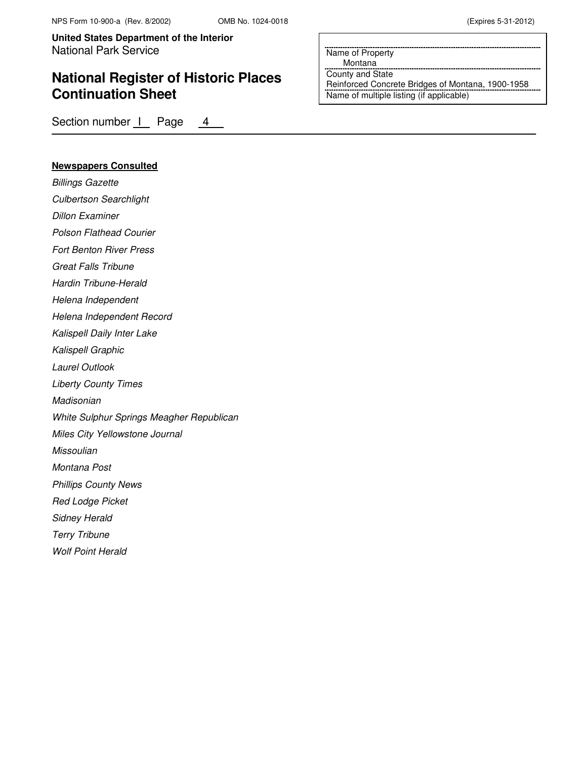**Newspapers Consulted**

*Billings Gazette*

*Culbertson Searchlight*

*Dillon Examiner*

*Polson Flathead Courier*

*Fort Benton River Press*

*Great Falls Tribune*

*Hardin Tribune-Herald*

*Helena Independent*

*Helena Independent Record*

*Kalispell Daily Inter Lake*

*Kalispell Graphic*

*Laurel Outlook*

*Liberty County Times*

*Madisonian*

*White Sulphur Springs Meagher Republican*

*Miles City Yellowstone Journal*

*Missoulian*

*Montana Post*

*Phillips County News*

*Red Lodge Picket*

*Sidney Herald*

*Terry Tribune*

*Wolf Point Herald*